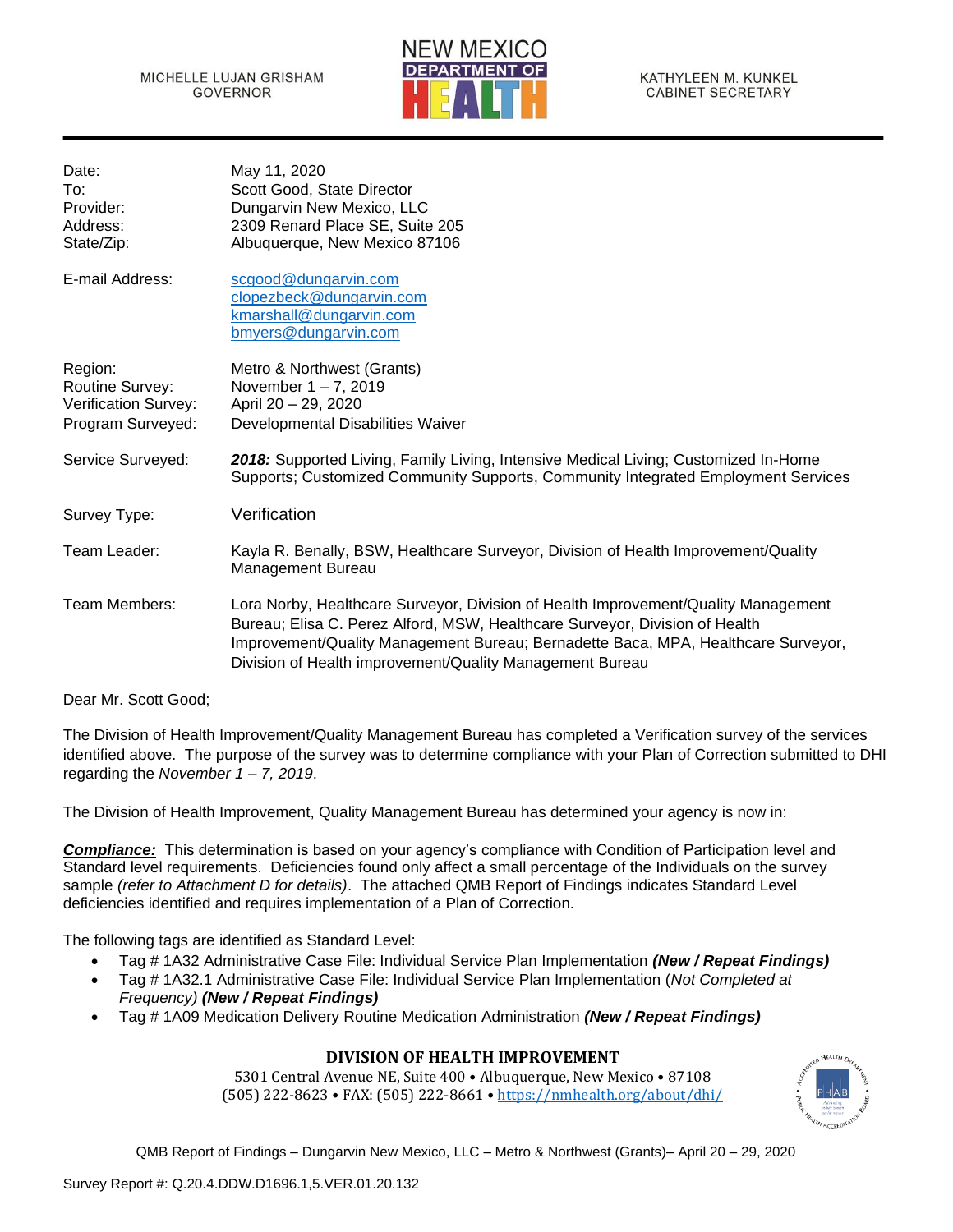MICHELLE LUJAN GRISHAM
GOVERNOR

NEW MEXICO DEPARTMENT OF HEALTH

KATHYLEEN M. KUNKEL
CABINET SECRETARY

| | |
|---|---|
| Date: | May 11, 2020 |
| To: | Scott Good, State Director |
| Provider: | Dungarvin New Mexico, LLC |
| Address: | 2309 Renard Place SE, Suite 205 |
| State/Zip: | Albuquerque, New Mexico 87106 |
| E-mail Address: | scgood@dungarvin.com<br>clopezbeck@dungarvin.com<br>kmarshall@dungarvin.com<br>bmyers@dungarvin.com |
| Region: | Metro & Northwest (Grants) |
| Routine Survey: | November 1 – 7, 2019 |
| Verification Survey: | April 20 – 29, 2020 |
| Program Surveyed: | Developmental Disabilities Waiver |
| Service Surveyed: | ***2018:*** Supported Living, Family Living, Intensive Medical Living; Customized In-Home Supports; Customized Community Supports, Community Integrated Employment Services |
| Survey Type: | Verification |
| Team Leader: | Kayla R. Benally, BSW, Healthcare Surveyor, Division of Health Improvement/Quality Management Bureau |
| Team Members: | Lora Norby, Healthcare Surveyor, Division of Health Improvement/Quality Management Bureau; Elisa C. Perez Alford, MSW, Healthcare Surveyor, Division of Health Improvement/Quality Management Bureau; Bernadette Baca, MPA, Healthcare Surveyor, Division of Health improvement/Quality Management Bureau |

Dear Mr. Scott Good;

The Division of Health Improvement/Quality Management Bureau has completed a Verification survey of the services identified above. The purpose of the survey was to determine compliance with your Plan of Correction submitted to DHI regarding the *November 1 – 7, 2019*.

The Division of Health Improvement, Quality Management Bureau has determined your agency is now in:

***Compliance:*** This determination is based on your agency's compliance with Condition of Participation level and Standard level requirements. Deficiencies found only affect a small percentage of the Individuals on the survey sample *(refer to Attachment D for details)*. The attached QMB Report of Findings indicates Standard Level deficiencies identified and requires implementation of a Plan of Correction.

The following tags are identified as Standard Level:

- Tag # 1A32 Administrative Case File: Individual Service Plan Implementation ***(New / Repeat Findings)***
- Tag # 1A32.1 Administrative Case File: Individual Service Plan Implementation (*Not Completed at Frequency)* ***(New / Repeat Findings)***
- Tag # 1A09 Medication Delivery Routine Medication Administration ***(New / Repeat Findings)***

**DIVISION OF HEALTH IMPROVEMENT**
5301 Central Avenue NE, Suite 400 • Albuquerque, New Mexico • 87108
(505) 222-8623 • FAX: (505) 222-8661 • https://nmhealth.org/about/dhi/

QMB Report of Findings – Dungarvin New Mexico, LLC – Metro & Northwest (Grants)– April 20 – 29, 2020

Survey Report #: Q.20.4.DDW.D1696.1,5.VER.01.20.132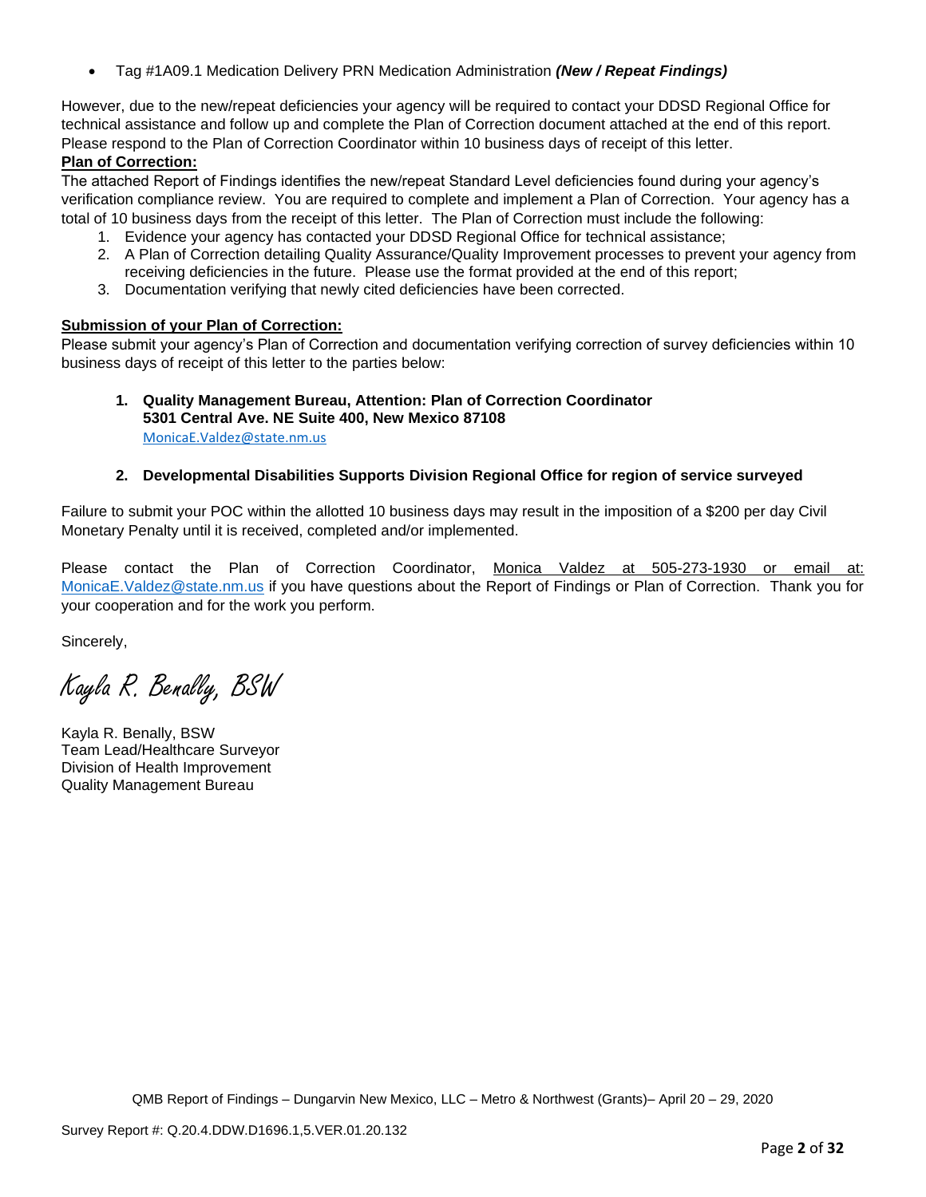- Tag #1A09.1 Medication Delivery PRN Medication Administration ***(New / Repeat Findings)***

However, due to the new/repeat deficiencies your agency will be required to contact your DDSD Regional Office for technical assistance and follow up and complete the Plan of Correction document attached at the end of this report. Please respond to the Plan of Correction Coordinator within 10 business days of receipt of this letter.

**Plan of Correction:**

The attached Report of Findings identifies the new/repeat Standard Level deficiencies found during your agency's verification compliance review. You are required to complete and implement a Plan of Correction. Your agency has a total of 10 business days from the receipt of this letter. The Plan of Correction must include the following:

1. Evidence your agency has contacted your DDSD Regional Office for technical assistance;
2. A Plan of Correction detailing Quality Assurance/Quality Improvement processes to prevent your agency from receiving deficiencies in the future. Please use the format provided at the end of this report;
3. Documentation verifying that newly cited deficiencies have been corrected.

**Submission of your Plan of Correction:**

Please submit your agency's Plan of Correction and documentation verifying correction of survey deficiencies within 10 business days of receipt of this letter to the parties below:

1. **Quality Management Bureau, Attention: Plan of Correction Coordinator**
   **5301 Central Ave. NE Suite 400, New Mexico 87108**
   MonicaE.Valdez@state.nm.us

2. **Developmental Disabilities Supports Division Regional Office for region of service surveyed**

Failure to submit your POC within the allotted 10 business days may result in the imposition of a $200 per day Civil Monetary Penalty until it is received, completed and/or implemented.

Please contact the Plan of Correction Coordinator, Monica Valdez at 505-273-1930 or email at: MonicaE.Valdez@state.nm.us if you have questions about the Report of Findings or Plan of Correction. Thank you for your cooperation and for the work you perform.

Sincerely,

*Kayla R. Benally, BSW*

Kayla R. Benally, BSW
Team Lead/Healthcare Surveyor
Division of Health Improvement
Quality Management Bureau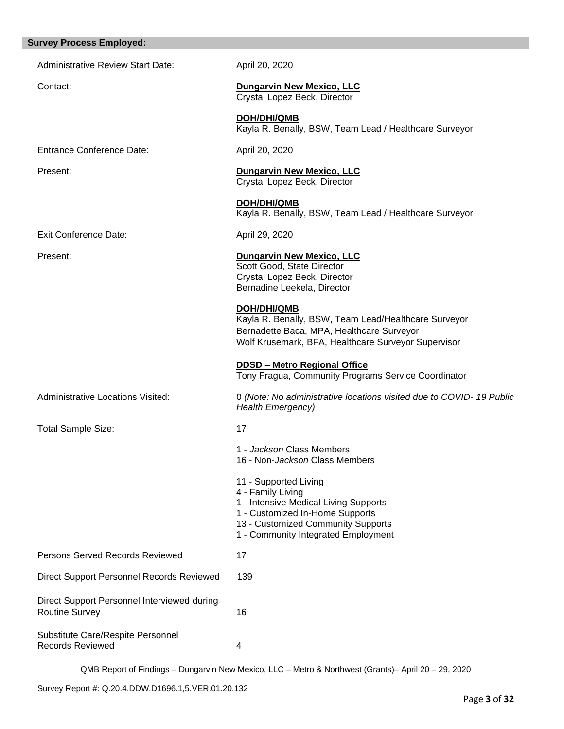## Survey Process Employed:

| | |
|---|---|
| Administrative Review Start Date: | April 20, 2020 |
| Contact: | **Dungarvin New Mexico, LLC**<br>Crystal Lopez Beck, Director<br><br>**DOH/DHI/QMB**<br>Kayla R. Benally, BSW, Team Lead / Healthcare Surveyor |
| Entrance Conference Date: | April 20, 2020 |
| Present: | **Dungarvin New Mexico, LLC**<br>Crystal Lopez Beck, Director<br><br>**DOH/DHI/QMB**<br>Kayla R. Benally, BSW, Team Lead / Healthcare Surveyor |
| Exit Conference Date: | April 29, 2020 |
| Present: | **Dungarvin New Mexico, LLC**<br>Scott Good, State Director<br>Crystal Lopez Beck, Director<br>Bernadine Leekela, Director<br><br>**DOH/DHI/QMB**<br>Kayla R. Benally, BSW, Team Lead/Healthcare Surveyor<br>Bernadette Baca, MPA, Healthcare Surveyor<br>Wolf Krusemark, BFA, Healthcare Surveyor Supervisor<br><br>**DDSD – Metro Regional Office**<br>Tony Fragua, Community Programs Service Coordinator |
| Administrative Locations Visited: | 0 *(Note: No administrative locations visited due to COVID- 19 Public Health Emergency)* |
| Total Sample Size: | 17<br><br>1 - *Jackson* Class Members<br>16 - Non-*Jackson* Class Members<br><br>11 - Supported Living<br>4 - Family Living<br>1 - Intensive Medical Living Supports<br>1 - Customized In-Home Supports<br>13 - Customized Community Supports<br>1 - Community Integrated Employment |
| Persons Served Records Reviewed | 17 |
| Direct Support Personnel Records Reviewed | 139 |
| Direct Support Personnel Interviewed during Routine Survey | 16 |
| Substitute Care/Respite Personnel Records Reviewed | 4 |

QMB Report of Findings – Dungarvin New Mexico, LLC – Metro & Northwest (Grants)– April 20 – 29, 2020

Survey Report #: Q.20.4.DDW.D1696.1,5.VER.01.20.132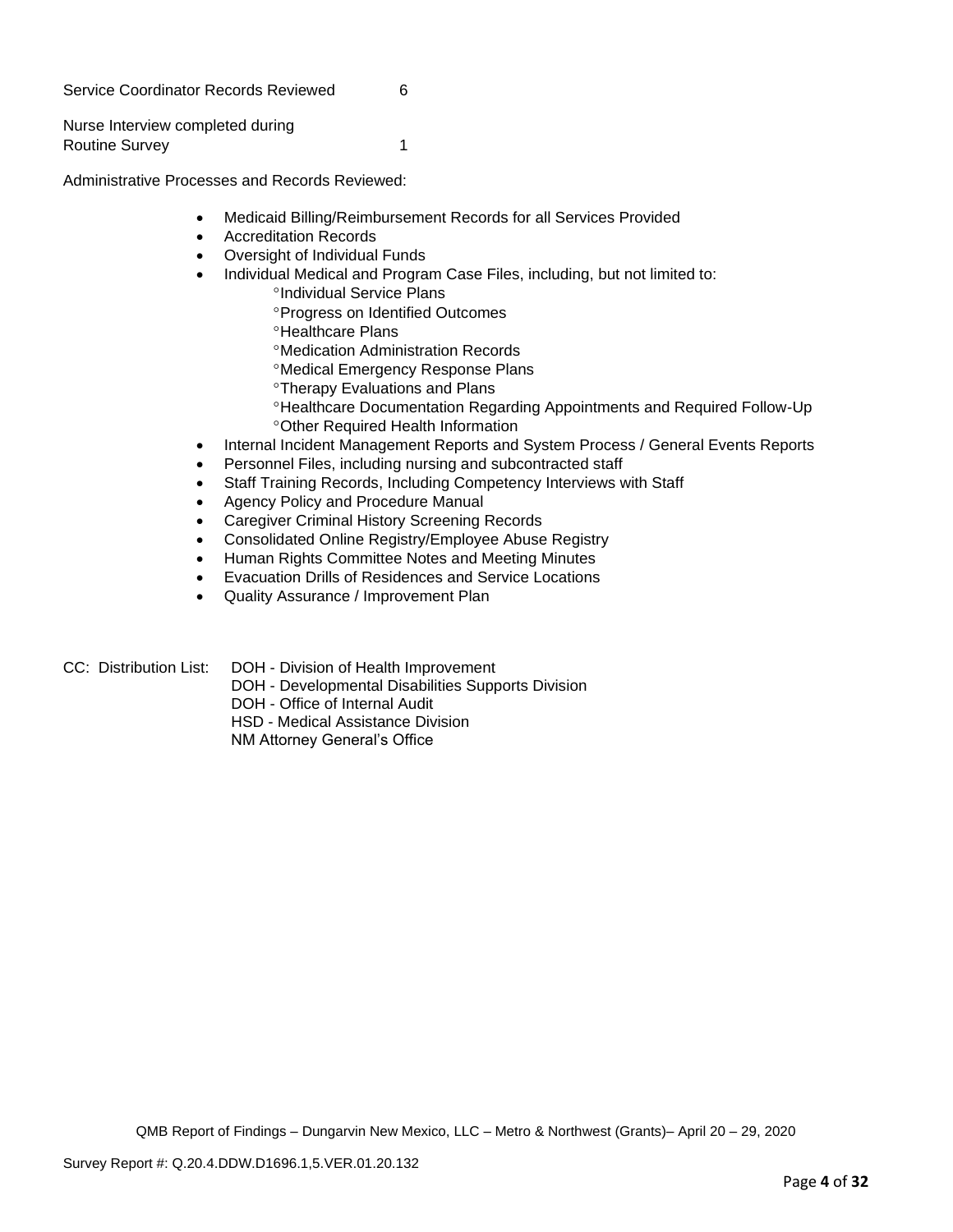Service Coordinator Records Reviewed 6

Nurse Interview completed during Routine Survey 1

Administrative Processes and Records Reviewed:

- Medicaid Billing/Reimbursement Records for all Services Provided
- Accreditation Records
- Oversight of Individual Funds
- Individual Medical and Program Case Files, including, but not limited to:
  - °Individual Service Plans
  - °Progress on Identified Outcomes
  - °Healthcare Plans
  - °Medication Administration Records
  - °Medical Emergency Response Plans
  - °Therapy Evaluations and Plans
  - °Healthcare Documentation Regarding Appointments and Required Follow-Up
  - °Other Required Health Information
- Internal Incident Management Reports and System Process / General Events Reports
- Personnel Files, including nursing and subcontracted staff
- Staff Training Records, Including Competency Interviews with Staff
- Agency Policy and Procedure Manual
- Caregiver Criminal History Screening Records
- Consolidated Online Registry/Employee Abuse Registry
- Human Rights Committee Notes and Meeting Minutes
- Evacuation Drills of Residences and Service Locations
- Quality Assurance / Improvement Plan

CC: Distribution List:
DOH - Division of Health Improvement
DOH - Developmental Disabilities Supports Division
DOH - Office of Internal Audit
HSD - Medical Assistance Division
NM Attorney General's Office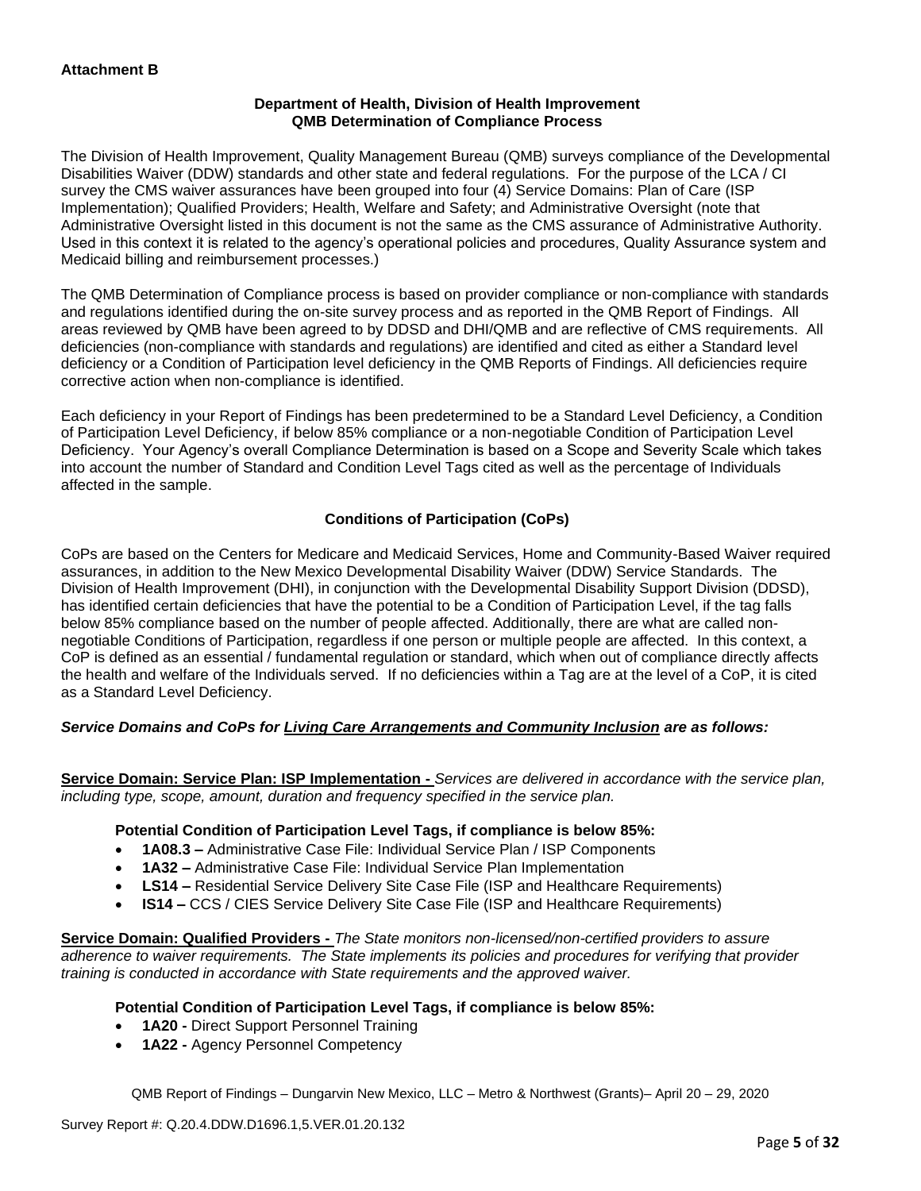**Attachment B**

**Department of Health, Division of Health Improvement**
**QMB Determination of Compliance Process**

The Division of Health Improvement, Quality Management Bureau (QMB) surveys compliance of the Developmental Disabilities Waiver (DDW) standards and other state and federal regulations. For the purpose of the LCA / CI survey the CMS waiver assurances have been grouped into four (4) Service Domains: Plan of Care (ISP Implementation); Qualified Providers; Health, Welfare and Safety; and Administrative Oversight (note that Administrative Oversight listed in this document is not the same as the CMS assurance of Administrative Authority. Used in this context it is related to the agency's operational policies and procedures, Quality Assurance system and Medicaid billing and reimbursement processes.)

The QMB Determination of Compliance process is based on provider compliance or non-compliance with standards and regulations identified during the on-site survey process and as reported in the QMB Report of Findings. All areas reviewed by QMB have been agreed to by DDSD and DHI/QMB and are reflective of CMS requirements. All deficiencies (non-compliance with standards and regulations) are identified and cited as either a Standard level deficiency or a Condition of Participation level deficiency in the QMB Reports of Findings. All deficiencies require corrective action when non-compliance is identified.

Each deficiency in your Report of Findings has been predetermined to be a Standard Level Deficiency, a Condition of Participation Level Deficiency, if below 85% compliance or a non-negotiable Condition of Participation Level Deficiency. Your Agency's overall Compliance Determination is based on a Scope and Severity Scale which takes into account the number of Standard and Condition Level Tags cited as well as the percentage of Individuals affected in the sample.

**Conditions of Participation (CoPs)**

CoPs are based on the Centers for Medicare and Medicaid Services, Home and Community-Based Waiver required assurances, in addition to the New Mexico Developmental Disability Waiver (DDW) Service Standards. The Division of Health Improvement (DHI), in conjunction with the Developmental Disability Support Division (DDSD), has identified certain deficiencies that have the potential to be a Condition of Participation Level, if the tag falls below 85% compliance based on the number of people affected. Additionally, there are what are called non-negotiable Conditions of Participation, regardless if one person or multiple people are affected. In this context, a CoP is defined as an essential / fundamental regulation or standard, which when out of compliance directly affects the health and welfare of the Individuals served. If no deficiencies within a Tag are at the level of a CoP, it is cited as a Standard Level Deficiency.

***Service Domains and CoPs for Living Care Arrangements and Community Inclusion are as follows:***

**Service Domain: Service Plan: ISP Implementation -** *Services are delivered in accordance with the service plan, including type, scope, amount, duration and frequency specified in the service plan.*

**Potential Condition of Participation Level Tags, if compliance is below 85%:**

- **1A08.3 –** Administrative Case File: Individual Service Plan / ISP Components
- **1A32 –** Administrative Case File: Individual Service Plan Implementation
- **LS14 –** Residential Service Delivery Site Case File (ISP and Healthcare Requirements)
- **IS14 –** CCS / CIES Service Delivery Site Case File (ISP and Healthcare Requirements)

**Service Domain: Qualified Providers -** *The State monitors non-licensed/non-certified providers to assure adherence to waiver requirements. The State implements its policies and procedures for verifying that provider training is conducted in accordance with State requirements and the approved waiver.*

**Potential Condition of Participation Level Tags, if compliance is below 85%:**

- **1A20 -** Direct Support Personnel Training
- **1A22 -** Agency Personnel Competency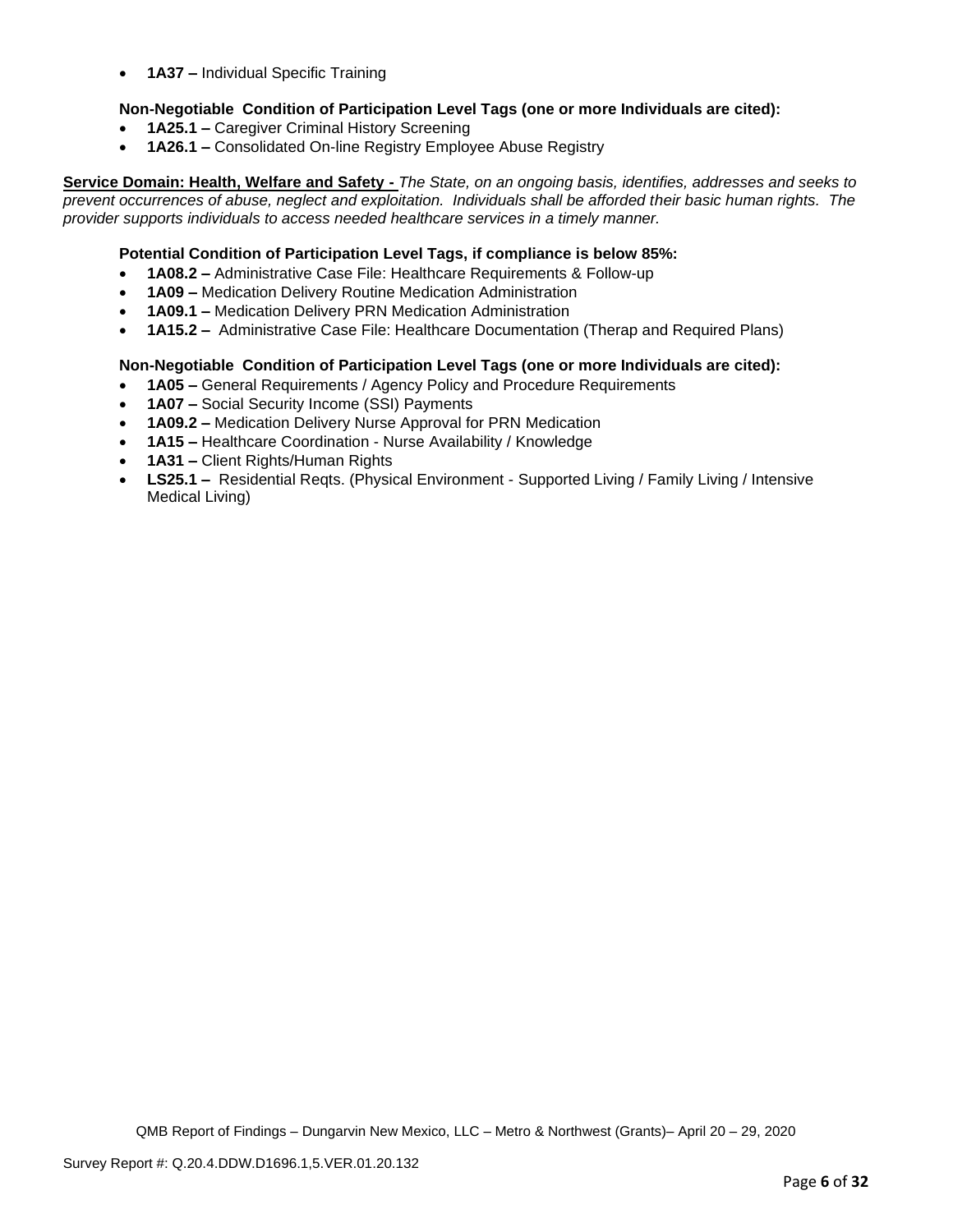- **1A37 –** Individual Specific Training

**Non-Negotiable Condition of Participation Level Tags (one or more Individuals are cited):**

- **1A25.1 –** Caregiver Criminal History Screening
- **1A26.1 –** Consolidated On-line Registry Employee Abuse Registry

**Service Domain: Health, Welfare and Safety -** *The State, on an ongoing basis, identifies, addresses and seeks to prevent occurrences of abuse, neglect and exploitation. Individuals shall be afforded their basic human rights. The provider supports individuals to access needed healthcare services in a timely manner.*

**Potential Condition of Participation Level Tags, if compliance is below 85%:**

- **1A08.2 –** Administrative Case File: Healthcare Requirements & Follow-up
- **1A09 –** Medication Delivery Routine Medication Administration
- **1A09.1 –** Medication Delivery PRN Medication Administration
- **1A15.2 –** Administrative Case File: Healthcare Documentation (Therap and Required Plans)

**Non-Negotiable Condition of Participation Level Tags (one or more Individuals are cited):**

- **1A05 –** General Requirements / Agency Policy and Procedure Requirements
- **1A07 –** Social Security Income (SSI) Payments
- **1A09.2 –** Medication Delivery Nurse Approval for PRN Medication
- **1A15 –** Healthcare Coordination - Nurse Availability / Knowledge
- **1A31 –** Client Rights/Human Rights
- **LS25.1 –** Residential Reqts. (Physical Environment - Supported Living / Family Living / Intensive Medical Living)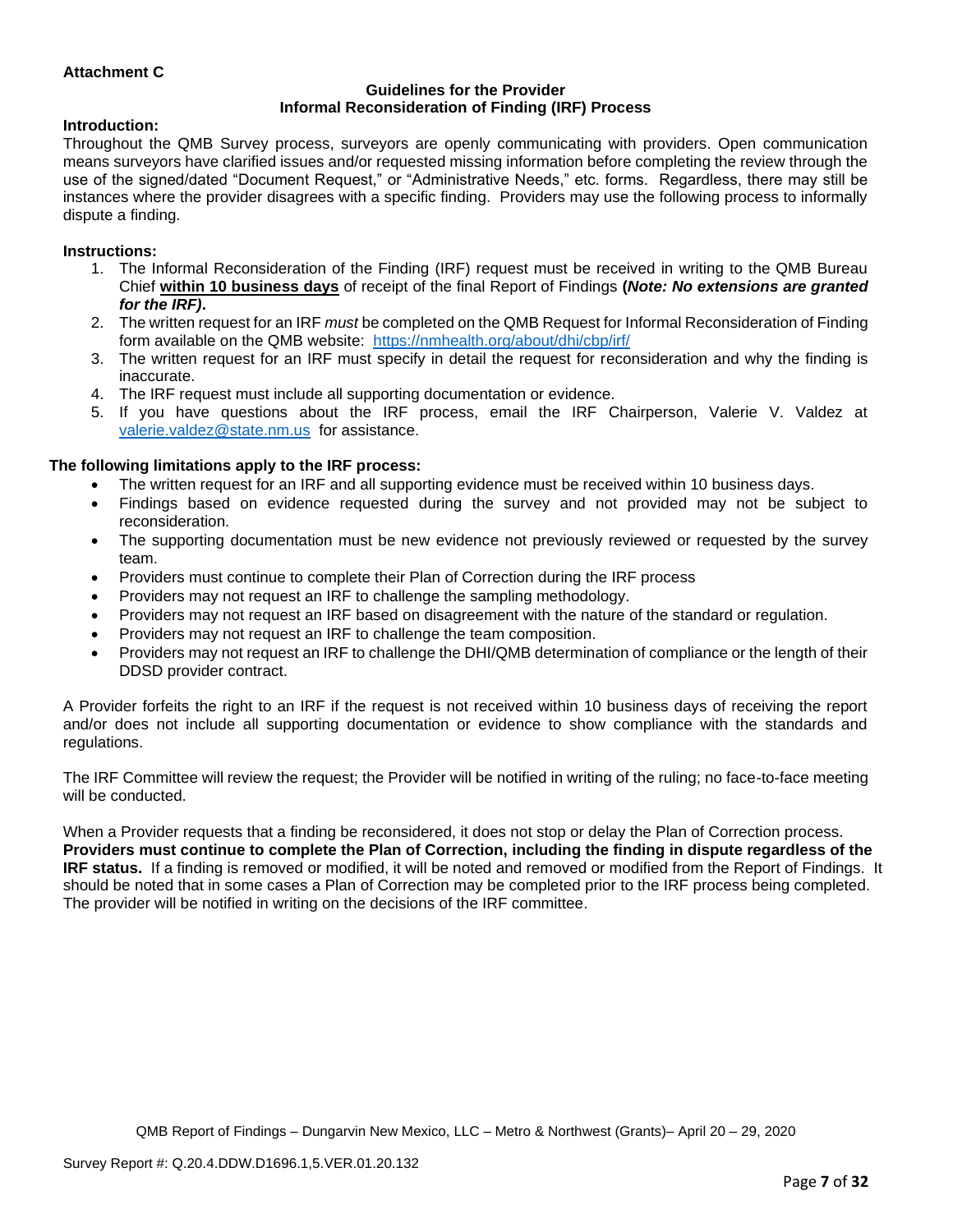**Attachment C**

**Guidelines for the Provider**
**Informal Reconsideration of Finding (IRF) Process**

**Introduction:**

Throughout the QMB Survey process, surveyors are openly communicating with providers. Open communication means surveyors have clarified issues and/or requested missing information before completing the review through the use of the signed/dated "Document Request," or "Administrative Needs," etc. forms. Regardless, there may still be instances where the provider disagrees with a specific finding. Providers may use the following process to informally dispute a finding.

**Instructions:**

1. The Informal Reconsideration of the Finding (IRF) request must be received in writing to the QMB Bureau Chief **within 10 business days** of receipt of the final Report of Findings **(*Note: No extensions are granted for the IRF)*.**
2. The written request for an IRF *must* be completed on the QMB Request for Informal Reconsideration of Finding form available on the QMB website: https://nmhealth.org/about/dhi/cbp/irf/
3. The written request for an IRF must specify in detail the request for reconsideration and why the finding is inaccurate.
4. The IRF request must include all supporting documentation or evidence.
5. If you have questions about the IRF process, email the IRF Chairperson, Valerie V. Valdez at valerie.valdez@state.nm.us for assistance.

**The following limitations apply to the IRF process:**

- The written request for an IRF and all supporting evidence must be received within 10 business days.
- Findings based on evidence requested during the survey and not provided may not be subject to reconsideration.
- The supporting documentation must be new evidence not previously reviewed or requested by the survey team.
- Providers must continue to complete their Plan of Correction during the IRF process
- Providers may not request an IRF to challenge the sampling methodology.
- Providers may not request an IRF based on disagreement with the nature of the standard or regulation.
- Providers may not request an IRF to challenge the team composition.
- Providers may not request an IRF to challenge the DHI/QMB determination of compliance or the length of their DDSD provider contract.

A Provider forfeits the right to an IRF if the request is not received within 10 business days of receiving the report and/or does not include all supporting documentation or evidence to show compliance with the standards and regulations.

The IRF Committee will review the request; the Provider will be notified in writing of the ruling; no face-to-face meeting will be conducted.

When a Provider requests that a finding be reconsidered, it does not stop or delay the Plan of Correction process. **Providers must continue to complete the Plan of Correction, including the finding in dispute regardless of the IRF status.** If a finding is removed or modified, it will be noted and removed or modified from the Report of Findings. It should be noted that in some cases a Plan of Correction may be completed prior to the IRF process being completed. The provider will be notified in writing on the decisions of the IRF committee.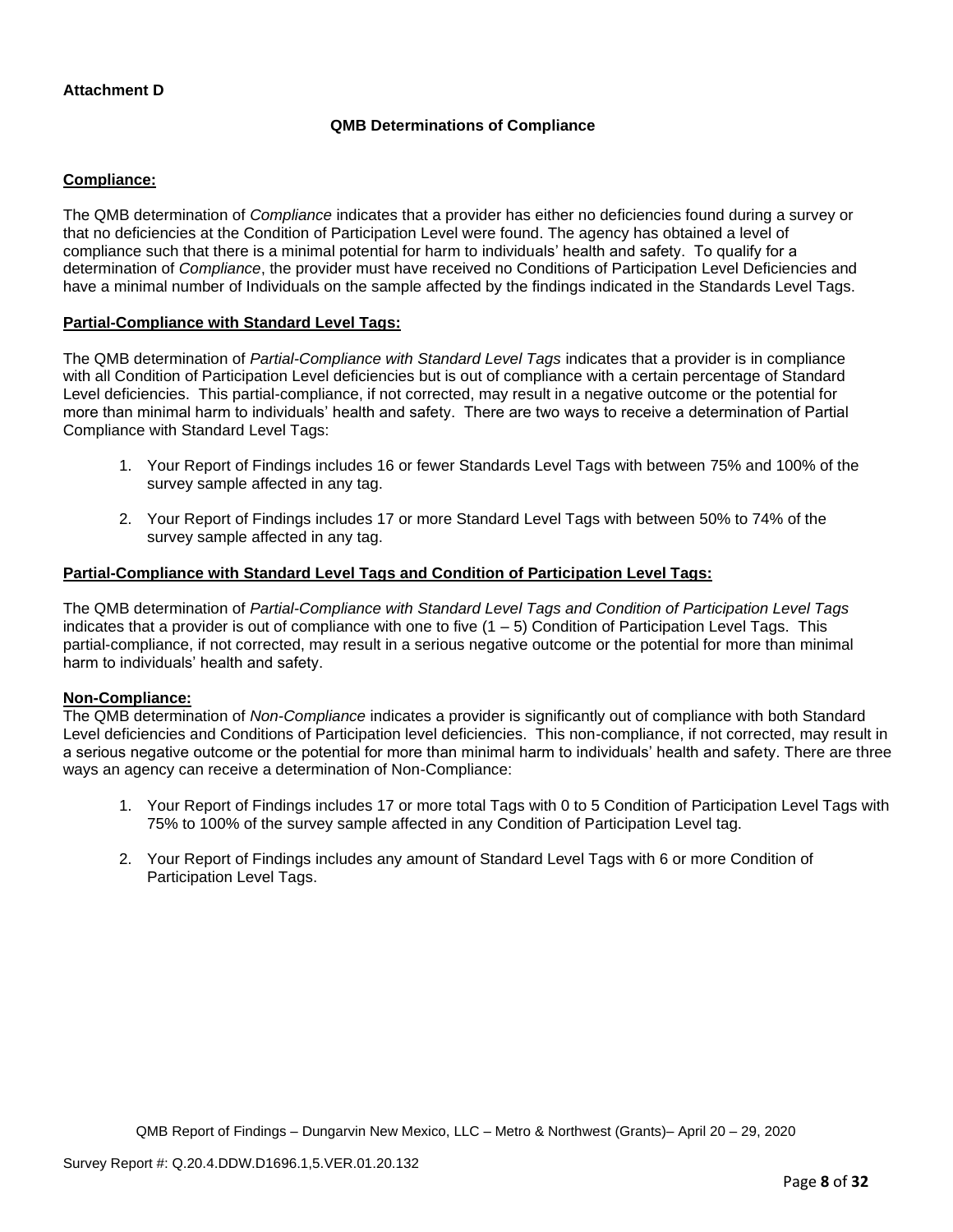**Attachment D**

**QMB Determinations of Compliance**

**Compliance:**

The QMB determination of *Compliance* indicates that a provider has either no deficiencies found during a survey or that no deficiencies at the Condition of Participation Level were found. The agency has obtained a level of compliance such that there is a minimal potential for harm to individuals' health and safety. To qualify for a determination of *Compliance*, the provider must have received no Conditions of Participation Level Deficiencies and have a minimal number of Individuals on the sample affected by the findings indicated in the Standards Level Tags.

**Partial-Compliance with Standard Level Tags:**

The QMB determination of *Partial-Compliance with Standard Level Tags* indicates that a provider is in compliance with all Condition of Participation Level deficiencies but is out of compliance with a certain percentage of Standard Level deficiencies. This partial-compliance, if not corrected, may result in a negative outcome or the potential for more than minimal harm to individuals' health and safety. There are two ways to receive a determination of Partial Compliance with Standard Level Tags:

1. Your Report of Findings includes 16 or fewer Standards Level Tags with between 75% and 100% of the survey sample affected in any tag.

2. Your Report of Findings includes 17 or more Standard Level Tags with between 50% to 74% of the survey sample affected in any tag.

**Partial-Compliance with Standard Level Tags and Condition of Participation Level Tags:**

The QMB determination of *Partial-Compliance with Standard Level Tags and Condition of Participation Level Tags* indicates that a provider is out of compliance with one to five (1 – 5) Condition of Participation Level Tags. This partial-compliance, if not corrected, may result in a serious negative outcome or the potential for more than minimal harm to individuals' health and safety.

**Non-Compliance:**

The QMB determination of *Non-Compliance* indicates a provider is significantly out of compliance with both Standard Level deficiencies and Conditions of Participation level deficiencies. This non-compliance, if not corrected, may result in a serious negative outcome or the potential for more than minimal harm to individuals' health and safety. There are three ways an agency can receive a determination of Non-Compliance:

1. Your Report of Findings includes 17 or more total Tags with 0 to 5 Condition of Participation Level Tags with 75% to 100% of the survey sample affected in any Condition of Participation Level tag.

2. Your Report of Findings includes any amount of Standard Level Tags with 6 or more Condition of Participation Level Tags.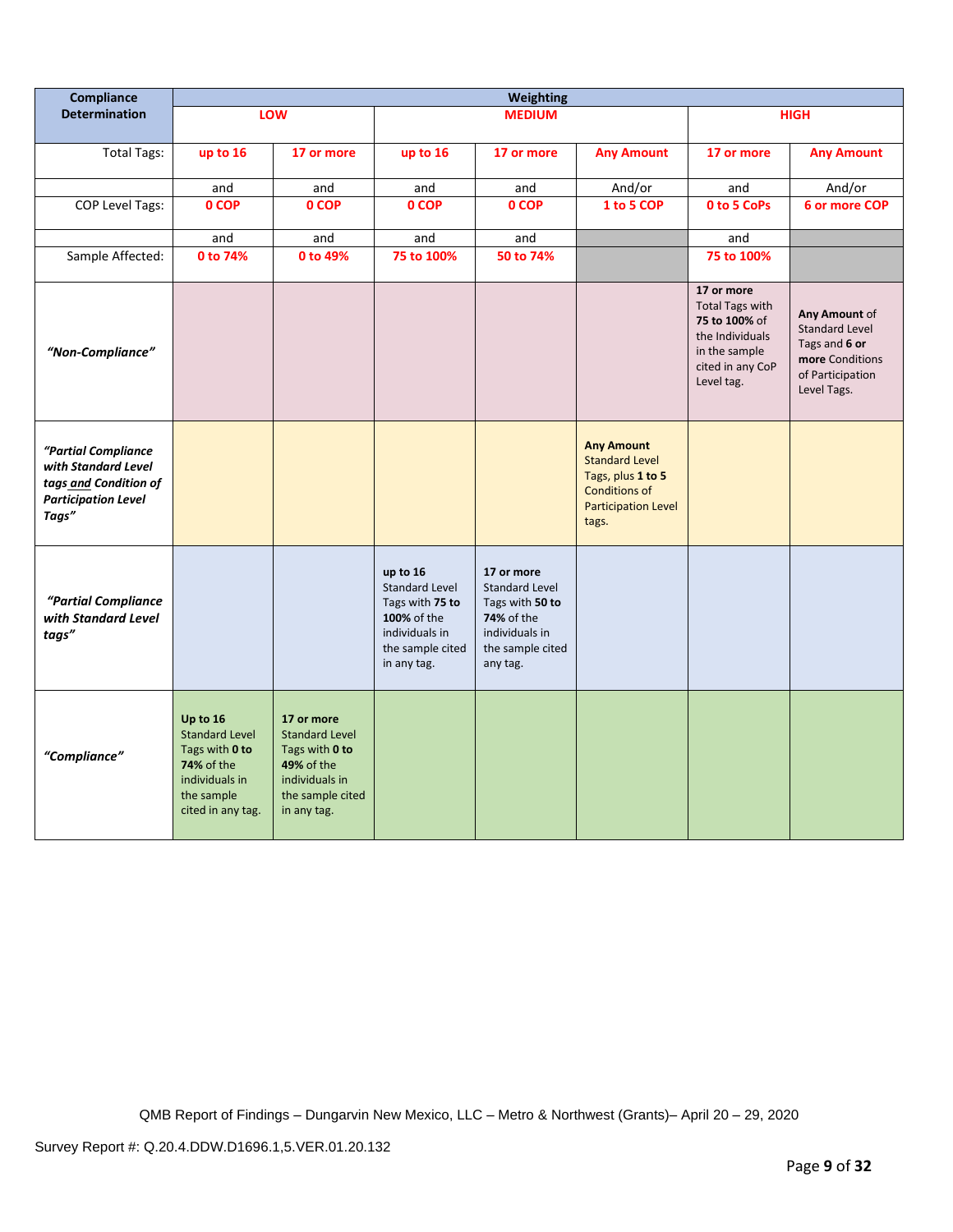| Compliance Determination | Weighting | | | | | | |
|---|---|---|---|---|---|---|---|
| | LOW | | MEDIUM | | | HIGH | |
| Total Tags: | up to 16 | 17 or more | up to 16 | 17 or more | Any Amount | 17 or more | Any Amount |
| | and | and | and | and | And/or | and | And/or |
| COP Level Tags: | 0 COP | 0 COP | 0 COP | 0 COP | 1 to 5 COP | 0 to 5 CoPs | 6 or more COP |
| | and | and | and | and | | and | |
| Sample Affected: | 0 to 74% | 0 to 49% | 75 to 100% | 50 to 74% | | 75 to 100% | |
| *"Non-Compliance"* | | | | | | **17 or more** Total Tags with **75 to 100%** of the Individuals in the sample cited in any CoP Level tag. | **Any Amount** of Standard Level Tags and **6 or more** Conditions of Participation Level Tags. |
| *"Partial Compliance with Standard Level tags and Condition of Participation Level Tags"* | | | | | **Any Amount** Standard Level Tags, plus **1 to 5** Conditions of Participation Level tags. | | |
| *"Partial Compliance with Standard Level tags"* | | | **up to 16** Standard Level Tags with **75 to 100%** of the individuals in the sample cited in any tag. | **17 or more** Standard Level Tags with **50 to 74%** of the individuals in the sample cited any tag. | | | |
| *"Compliance"* | **Up to 16** Standard Level Tags with **0 to 74%** of the individuals in the sample cited in any tag. | **17 or more** Standard Level Tags with **0 to 49%** of the individuals in the sample cited in any tag. | | | | | |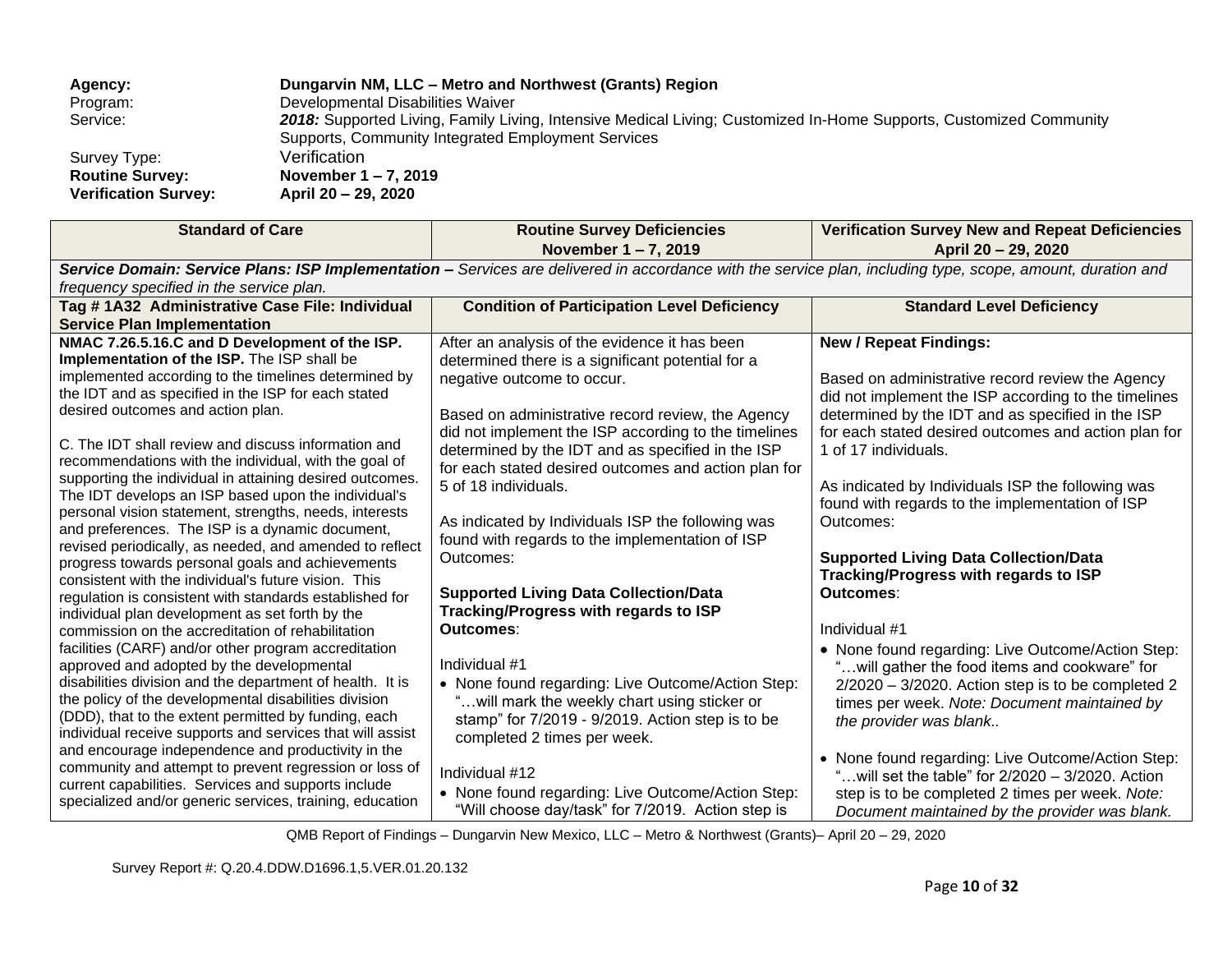| | | |
|---|---|---|
| **Agency:** | **Dungarvin NM, LLC – Metro and Northwest (Grants) Region** | |
| Program: | Developmental Disabilities Waiver | |
| Service: | ***2018:*** Supported Living, Family Living, Intensive Medical Living; Customized In-Home Supports, Customized Community Supports, Community Integrated Employment Services | |
| Survey Type: | Verification | |
| **Routine Survey:** | **November 1 – 7, 2019** | |
| **Verification Survey:** | **April 20 – 29, 2020** | |

| Standard of Care | Routine Survey Deficiencies November 1 – 7, 2019 | Verification Survey New and Repeat Deficiencies April 20 – 29, 2020 |
|---|---|---|
| ***Service Domain: Service Plans: ISP Implementation –*** *Services are delivered in accordance with the service plan, including type, scope, amount, duration and frequency specified in the service plan.* | | |
| **Tag # 1A32 Administrative Case File: Individual Service Plan Implementation** | **Condition of Participation Level Deficiency** | **Standard Level Deficiency** |
| **NMAC 7.26.5.16.C and D Development of the ISP. Implementation of the ISP.** The ISP shall be implemented according to the timelines determined by the IDT and as specified in the ISP for each stated desired outcomes and action plan.<br><br>C. The IDT shall review and discuss information and recommendations with the individual, with the goal of supporting the individual in attaining desired outcomes. The IDT develops an ISP based upon the individual's personal vision statement, strengths, needs, interests and preferences. The ISP is a dynamic document, revised periodically, as needed, and amended to reflect progress towards personal goals and achievements consistent with the individual's future vision. This regulation is consistent with standards established for individual plan development as set forth by the commission on the accreditation of rehabilitation facilities (CARF) and/or other program accreditation approved and adopted by the developmental disabilities division and the department of health. It is the policy of the developmental disabilities division (DDD), that to the extent permitted by funding, each individual receive supports and services that will assist and encourage independence and productivity in the community and attempt to prevent regression or loss of current capabilities. Services and supports include specialized and/or generic services, training, education | After an analysis of the evidence it has been determined there is a significant potential for a negative outcome to occur.<br><br>Based on administrative record review, the Agency did not implement the ISP according to the timelines determined by the IDT and as specified in the ISP for each stated desired outcomes and action plan for 5 of 18 individuals.<br><br>As indicated by Individuals ISP the following was found with regards to the implementation of ISP Outcomes:<br><br>**Supported Living Data Collection/Data Tracking/Progress with regards to ISP Outcomes**:<br><br>Individual #1<br>• None found regarding: Live Outcome/Action Step: "…will mark the weekly chart using sticker or stamp" for 7/2019 - 9/2019. Action step is to be completed 2 times per week.<br><br>Individual #12<br>• None found regarding: Live Outcome/Action Step: "Will choose day/task" for 7/2019. Action step is | **New / Repeat Findings:**<br><br>Based on administrative record review the Agency did not implement the ISP according to the timelines determined by the IDT and as specified in the ISP for each stated desired outcomes and action plan for 1 of 17 individuals.<br><br>As indicated by Individuals ISP the following was found with regards to the implementation of ISP Outcomes:<br><br>**Supported Living Data Collection/Data Tracking/Progress with regards to ISP Outcomes**:<br><br>Individual #1<br>• None found regarding: Live Outcome/Action Step: "…will gather the food items and cookware" for 2/2020 – 3/2020. Action step is to be completed 2 times per week. *Note: Document maintained by the provider was blank..*<br><br>• None found regarding: Live Outcome/Action Step: "…will set the table" for 2/2020 – 3/2020. Action step is to be completed 2 times per week. *Note: Document maintained by the provider was blank.* |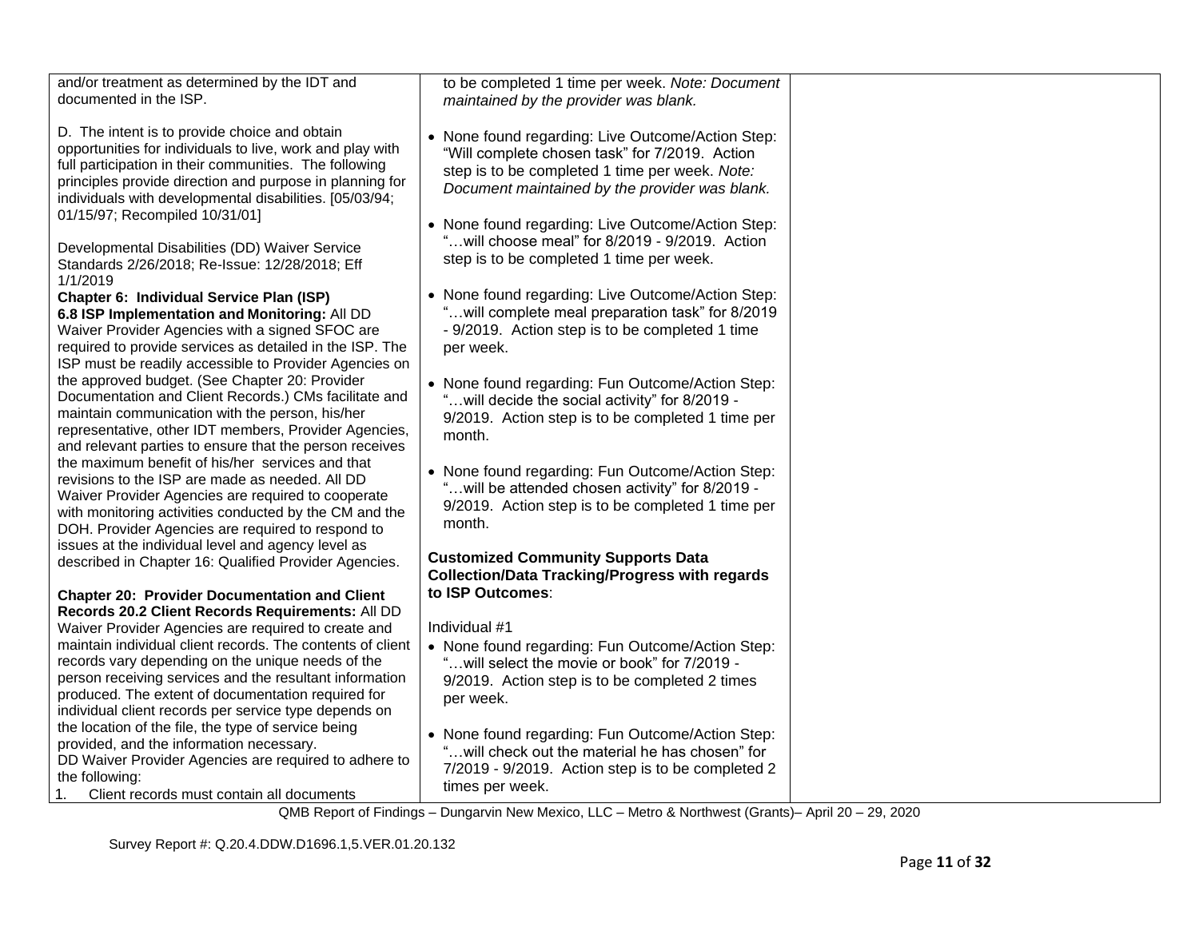| | | |
|---|---|---|
| and/or treatment as determined by the IDT and documented in the ISP.<br><br>D. The intent is to provide choice and obtain opportunities for individuals to live, work and play with full participation in their communities. The following principles provide direction and purpose in planning for individuals with developmental disabilities. [05/03/94; 01/15/97; Recompiled 10/31/01]<br><br>Developmental Disabilities (DD) Waiver Service Standards 2/26/2018; Re-Issue: 12/28/2018; Eff 1/1/2019<br>**Chapter 6: Individual Service Plan (ISP)**<br>**6.8 ISP Implementation and Monitoring:** All DD Waiver Provider Agencies with a signed SFOC are required to provide services as detailed in the ISP. The ISP must be readily accessible to Provider Agencies on the approved budget. (See Chapter 20: Provider Documentation and Client Records.) CMs facilitate and maintain communication with the person, his/her representative, other IDT members, Provider Agencies, and relevant parties to ensure that the person receives the maximum benefit of his/her services and that revisions to the ISP are made as needed. All DD Waiver Provider Agencies are required to cooperate with monitoring activities conducted by the CM and the DOH. Provider Agencies are required to respond to issues at the individual level and agency level as described in Chapter 16: Qualified Provider Agencies.<br><br>**Chapter 20: Provider Documentation and Client Records 20.2 Client Records Requirements:** All DD Waiver Provider Agencies are required to create and maintain individual client records. The contents of client records vary depending on the unique needs of the person receiving services and the resultant information produced. The extent of documentation required for individual client records per service type depends on the location of the file, the type of service being provided, and the information necessary.<br>DD Waiver Provider Agencies are required to adhere to the following:<br>1. Client records must contain all documents | to be completed 1 time per week. *Note: Document maintained by the provider was blank.*<br><br>• None found regarding: Live Outcome/Action Step: "Will complete chosen task" for 7/2019. Action step is to be completed 1 time per week. *Note: Document maintained by the provider was blank.*<br><br>• None found regarding: Live Outcome/Action Step: "…will choose meal" for 8/2019 - 9/2019. Action step is to be completed 1 time per week.<br><br>• None found regarding: Live Outcome/Action Step: "…will complete meal preparation task" for 8/2019 - 9/2019. Action step is to be completed 1 time per week.<br><br>• None found regarding: Fun Outcome/Action Step: "…will decide the social activity" for 8/2019 - 9/2019. Action step is to be completed 1 time per month.<br><br>• None found regarding: Fun Outcome/Action Step: "…will be attended chosen activity" for 8/2019 - 9/2019. Action step is to be completed 1 time per month.<br><br>**Customized Community Supports Data Collection/Data Tracking/Progress with regards to ISP Outcomes**:<br><br>Individual #1<br>• None found regarding: Fun Outcome/Action Step: "…will select the movie or book" for 7/2019 - 9/2019. Action step is to be completed 2 times per week.<br><br>• None found regarding: Fun Outcome/Action Step: "…will check out the material he has chosen" for 7/2019 - 9/2019. Action step is to be completed 2 times per week. | |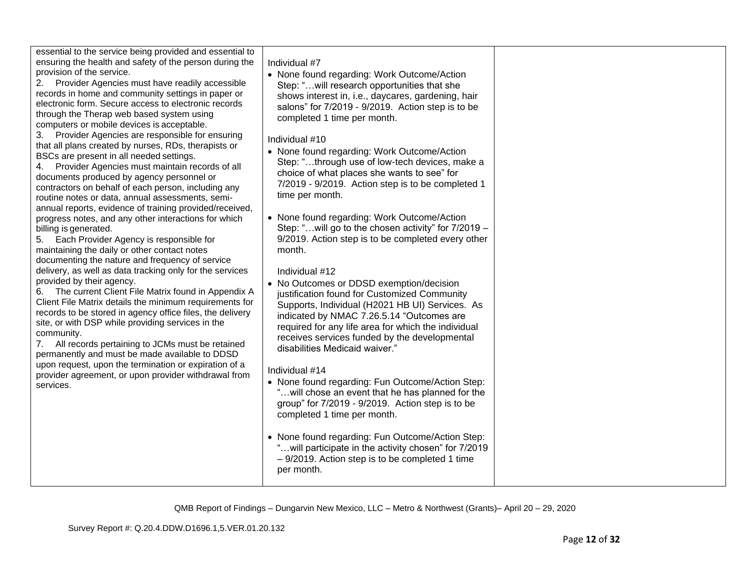| | | |
|---|---|---|
| essential to the service being provided and essential to ensuring the health and safety of the person during the provision of the service.<br>2. Provider Agencies must have readily accessible records in home and community settings in paper or electronic form. Secure access to electronic records through the Therap web based system using computers or mobile devices is acceptable.<br>3. Provider Agencies are responsible for ensuring that all plans created by nurses, RDs, therapists or BSCs are present in all needed settings.<br>4. Provider Agencies must maintain records of all documents produced by agency personnel or contractors on behalf of each person, including any routine notes or data, annual assessments, semi-annual reports, evidence of training provided/received, progress notes, and any other interactions for which billing is generated.<br>5. Each Provider Agency is responsible for maintaining the daily or other contact notes documenting the nature and frequency of service delivery, as well as data tracking only for the services provided by their agency.<br>6. The current Client File Matrix found in Appendix A Client File Matrix details the minimum requirements for records to be stored in agency office files, the delivery site, or with DSP while providing services in the community.<br>7. All records pertaining to JCMs must be retained permanently and must be made available to DDSD upon request, upon the termination or expiration of a provider agreement, or upon provider withdrawal from services. | Individual #7<br>• None found regarding: Work Outcome/Action Step: "…will research opportunities that she shows interest in, i.e., daycares, gardening, hair salons" for 7/2019 - 9/2019. Action step is to be completed 1 time per month.<br><br>Individual #10<br>• None found regarding: Work Outcome/Action Step: "…through use of low-tech devices, make a choice of what places she wants to see" for 7/2019 - 9/2019. Action step is to be completed 1 time per month.<br><br>• None found regarding: Work Outcome/Action Step: "…will go to the chosen activity" for 7/2019 – 9/2019. Action step is to be completed every other month.<br><br>Individual #12<br>• No Outcomes or DDSD exemption/decision justification found for Customized Community Supports, Individual (H2021 HB UI) Services. As indicated by NMAC 7.26.5.14 "Outcomes are required for any life area for which the individual receives services funded by the developmental disabilities Medicaid waiver."<br><br>Individual #14<br>• None found regarding: Fun Outcome/Action Step: "…will chose an event that he has planned for the group" for 7/2019 - 9/2019. Action step is to be completed 1 time per month.<br><br>• None found regarding: Fun Outcome/Action Step: "…will participate in the activity chosen" for 7/2019 – 9/2019. Action step is to be completed 1 time per month. | |

QMB Report of Findings – Dungarvin New Mexico, LLC – Metro & Northwest (Grants)– April 20 – 29, 2020

Survey Report #: Q.20.4.DDW.D1696.1,5.VER.01.20.132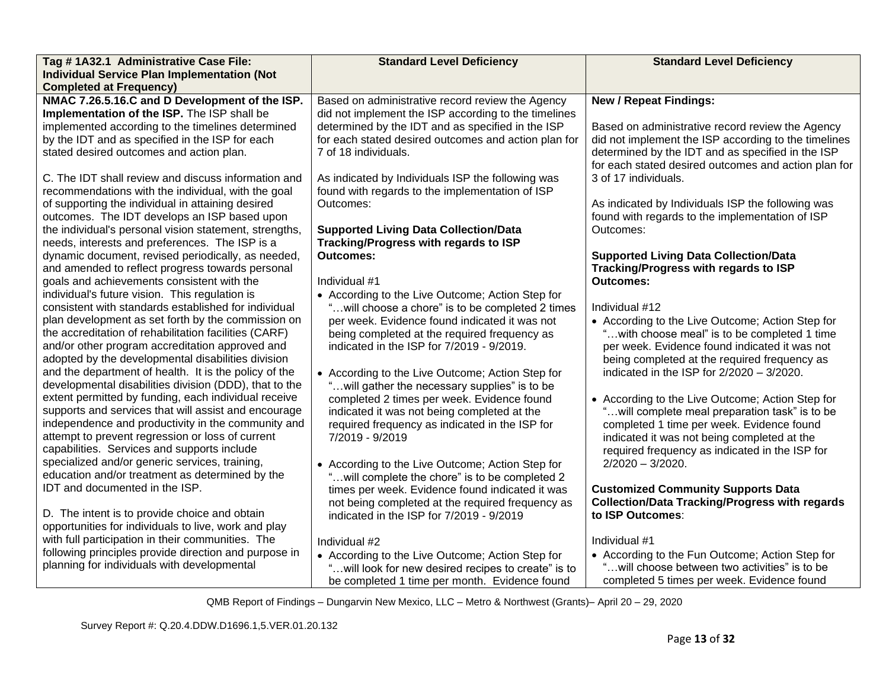| Tag # 1A32.1 Administrative Case File: Individual Service Plan Implementation (Not Completed at Frequency) | Standard Level Deficiency | Standard Level Deficiency |
|---|---|---|
| **NMAC 7.26.5.16.C and D Development of the ISP. Implementation of the ISP.** The ISP shall be implemented according to the timelines determined by the IDT and as specified in the ISP for each stated desired outcomes and action plan.<br><br>C. The IDT shall review and discuss information and recommendations with the individual, with the goal of supporting the individual in attaining desired outcomes. The IDT develops an ISP based upon the individual's personal vision statement, strengths, needs, interests and preferences. The ISP is a dynamic document, revised periodically, as needed, and amended to reflect progress towards personal goals and achievements consistent with the individual's future vision. This regulation is consistent with standards established for individual plan development as set forth by the commission on the accreditation of rehabilitation facilities (CARF) and/or other program accreditation approved and adopted by the developmental disabilities division and the department of health. It is the policy of the developmental disabilities division (DDD), that to the extent permitted by funding, each individual receive supports and services that will assist and encourage independence and productivity in the community and attempt to prevent regression or loss of current capabilities. Services and supports include specialized and/or generic services, training, education and/or treatment as determined by the IDT and documented in the ISP.<br><br>D. The intent is to provide choice and obtain opportunities for individuals to live, work and play with full participation in their communities. The following principles provide direction and purpose in planning for individuals with developmental | Based on administrative record review the Agency did not implement the ISP according to the timelines determined by the IDT and as specified in the ISP for each stated desired outcomes and action plan for 7 of 18 individuals.<br><br>As indicated by Individuals ISP the following was found with regards to the implementation of ISP Outcomes:<br><br>**Supported Living Data Collection/Data Tracking/Progress with regards to ISP Outcomes:**<br><br>Individual #1<br>• According to the Live Outcome; Action Step for "…will choose a chore" is to be completed 2 times per week. Evidence found indicated it was not being completed at the required frequency as indicated in the ISP for 7/2019 - 9/2019.<br><br>• According to the Live Outcome; Action Step for "…will gather the necessary supplies" is to be completed 2 times per week. Evidence found indicated it was not being completed at the required frequency as indicated in the ISP for 7/2019 - 9/2019<br><br>• According to the Live Outcome; Action Step for "…will complete the chore" is to be completed 2 times per week. Evidence found indicated it was not being completed at the required frequency as indicated in the ISP for 7/2019 - 9/2019<br><br>Individual #2<br>• According to the Live Outcome; Action Step for "…will look for new desired recipes to create" is to be completed 1 time per month. Evidence found | **New / Repeat Findings:**<br><br>Based on administrative record review the Agency did not implement the ISP according to the timelines determined by the IDT and as specified in the ISP for each stated desired outcomes and action plan for 3 of 17 individuals.<br><br>As indicated by Individuals ISP the following was found with regards to the implementation of ISP Outcomes:<br><br>**Supported Living Data Collection/Data Tracking/Progress with regards to ISP Outcomes:**<br><br>Individual #12<br>• According to the Live Outcome; Action Step for "…with choose meal" is to be completed 1 time per week. Evidence found indicated it was not being completed at the required frequency as indicated in the ISP for 2/2020 – 3/2020.<br><br>• According to the Live Outcome; Action Step for "…will complete meal preparation task" is to be completed 1 time per week. Evidence found indicated it was not being completed at the required frequency as indicated in the ISP for 2/2020 – 3/2020.<br><br>**Customized Community Supports Data Collection/Data Tracking/Progress with regards to ISP Outcomes**:<br><br>Individual #1<br>• According to the Fun Outcome; Action Step for "…will choose between two activities" is to be completed 5 times per week. Evidence found |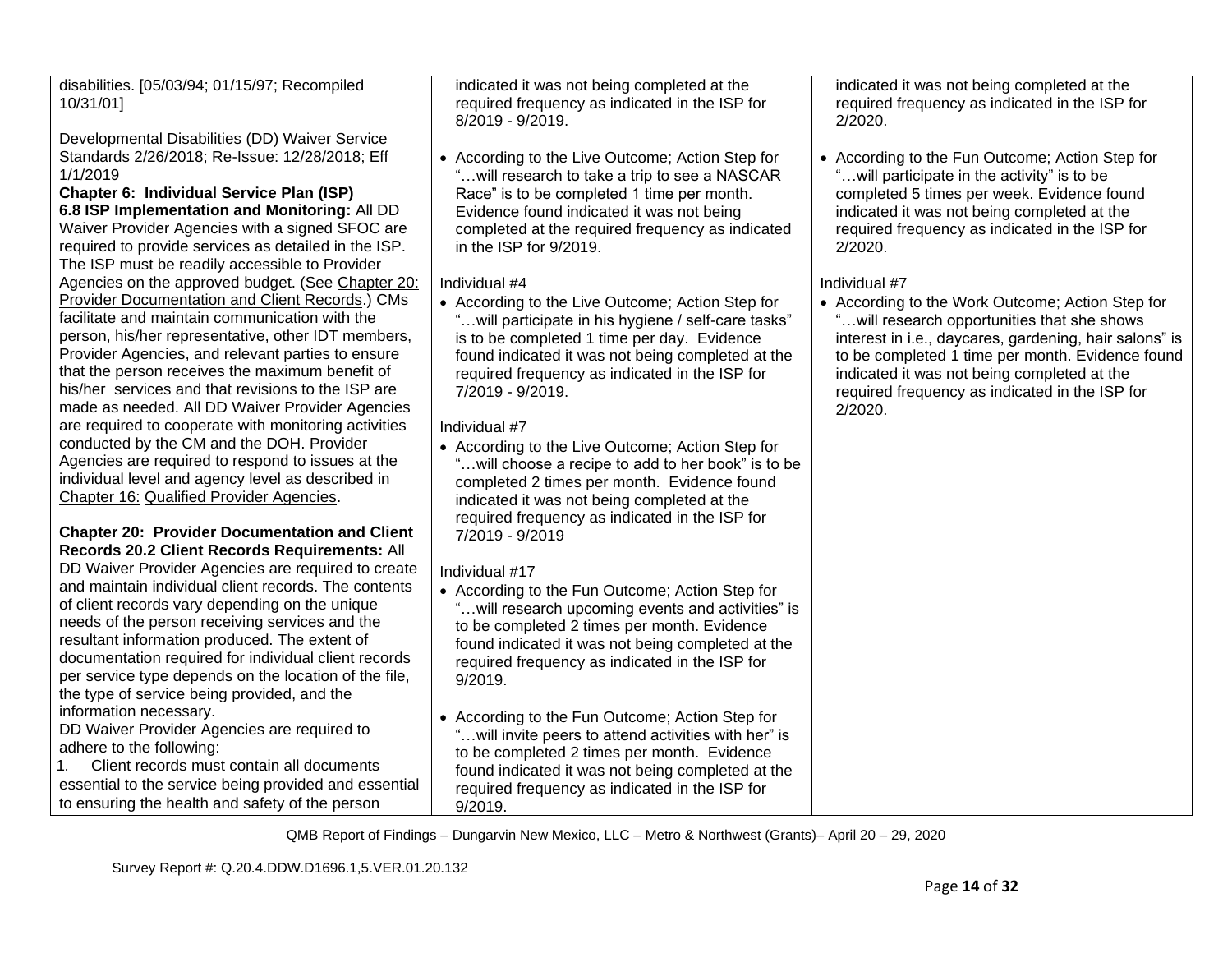| | | |
|---|---|---|
| disabilities. [05/03/94; 01/15/97; Recompiled 10/31/01]<br><br>Developmental Disabilities (DD) Waiver Service Standards 2/26/2018; Re-Issue: 12/28/2018; Eff 1/1/2019<br>**Chapter 6: Individual Service Plan (ISP)**<br>**6.8 ISP Implementation and Monitoring:** All DD Waiver Provider Agencies with a signed SFOC are required to provide services as detailed in the ISP. The ISP must be readily accessible to Provider Agencies on the approved budget. (See Chapter 20: Provider Documentation and Client Records.) CMs facilitate and maintain communication with the person, his/her representative, other IDT members, Provider Agencies, and relevant parties to ensure that the person receives the maximum benefit of his/her services and that revisions to the ISP are made as needed. All DD Waiver Provider Agencies are required to cooperate with monitoring activities conducted by the CM and the DOH. Provider Agencies are required to respond to issues at the individual level and agency level as described in Chapter 16: Qualified Provider Agencies.<br><br>**Chapter 20: Provider Documentation and Client Records 20.2 Client Records Requirements:** All DD Waiver Provider Agencies are required to create and maintain individual client records. The contents of client records vary depending on the unique needs of the person receiving services and the resultant information produced. The extent of documentation required for individual client records per service type depends on the location of the file, the type of service being provided, and the information necessary.<br>DD Waiver Provider Agencies are required to adhere to the following:<br>1. Client records must contain all documents essential to the service being provided and essential to ensuring the health and safety of the person | indicated it was not being completed at the required frequency as indicated in the ISP for 8/2019 - 9/2019.<br><br>• According to the Live Outcome; Action Step for "…will research to take a trip to see a NASCAR Race" is to be completed 1 time per month. Evidence found indicated it was not being completed at the required frequency as indicated in the ISP for 9/2019.<br><br>Individual #4<br>• According to the Live Outcome; Action Step for "…will participate in his hygiene / self-care tasks" is to be completed 1 time per day. Evidence found indicated it was not being completed at the required frequency as indicated in the ISP for 7/2019 - 9/2019.<br><br>Individual #7<br>• According to the Live Outcome; Action Step for "…will choose a recipe to add to her book" is to be completed 2 times per month. Evidence found indicated it was not being completed at the required frequency as indicated in the ISP for 7/2019 - 9/2019<br><br>Individual #17<br>• According to the Fun Outcome; Action Step for "…will research upcoming events and activities" is to be completed 2 times per month. Evidence found indicated it was not being completed at the required frequency as indicated in the ISP for 9/2019.<br><br>• According to the Fun Outcome; Action Step for "…will invite peers to attend activities with her" is to be completed 2 times per month. Evidence found indicated it was not being completed at the required frequency as indicated in the ISP for 9/2019. | indicated it was not being completed at the required frequency as indicated in the ISP for 2/2020.<br><br>• According to the Fun Outcome; Action Step for "…will participate in the activity" is to be completed 5 times per week. Evidence found indicated it was not being completed at the required frequency as indicated in the ISP for 2/2020.<br><br>Individual #7<br>• According to the Work Outcome; Action Step for "…will research opportunities that she shows interest in i.e., daycares, gardening, hair salons" is to be completed 1 time per month. Evidence found indicated it was not being completed at the required frequency as indicated in the ISP for 2/2020. |

QMB Report of Findings – Dungarvin New Mexico, LLC – Metro & Northwest (Grants)– April 20 – 29, 2020

Survey Report #: Q.20.4.DDW.D1696.1,5.VER.01.20.132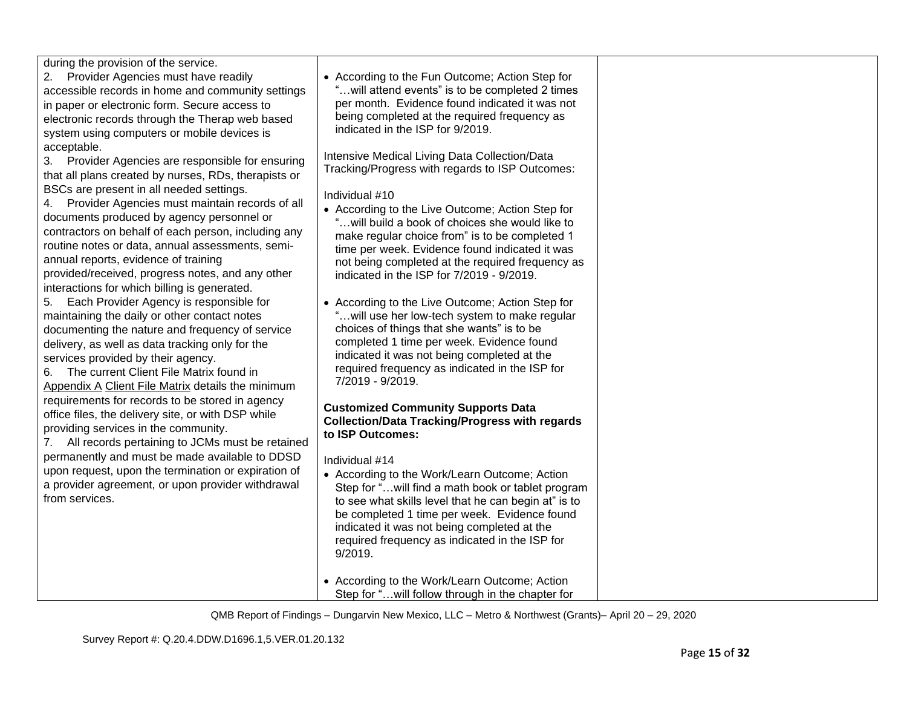| | | |
|---|---|---|
| during the provision of the service.<br>2. Provider Agencies must have readily accessible records in home and community settings in paper or electronic form. Secure access to electronic records through the Therap web based system using computers or mobile devices is acceptable.<br>3. Provider Agencies are responsible for ensuring that all plans created by nurses, RDs, therapists or BSCs are present in all needed settings.<br>4. Provider Agencies must maintain records of all documents produced by agency personnel or contractors on behalf of each person, including any routine notes or data, annual assessments, semi-annual reports, evidence of training provided/received, progress notes, and any other interactions for which billing is generated.<br>5. Each Provider Agency is responsible for maintaining the daily or other contact notes documenting the nature and frequency of service delivery, as well as data tracking only for the services provided by their agency.<br>6. The current Client File Matrix found in Appendix A Client File Matrix details the minimum requirements for records to be stored in agency office files, the delivery site, or with DSP while providing services in the community.<br>7. All records pertaining to JCMs must be retained permanently and must be made available to DDSD upon request, upon the termination or expiration of a provider agreement, or upon provider withdrawal from services. | • According to the Fun Outcome; Action Step for "…will attend events" is to be completed 2 times per month. Evidence found indicated it was not being completed at the required frequency as indicated in the ISP for 9/2019.<br><br>Intensive Medical Living Data Collection/Data Tracking/Progress with regards to ISP Outcomes:<br><br>Individual #10<br>• According to the Live Outcome; Action Step for "…will build a book of choices she would like to make regular choice from" is to be completed 1 time per week. Evidence found indicated it was not being completed at the required frequency as indicated in the ISP for 7/2019 - 9/2019.<br><br>• According to the Live Outcome; Action Step for "…will use her low-tech system to make regular choices of things that she wants" is to be completed 1 time per week. Evidence found indicated it was not being completed at the required frequency as indicated in the ISP for 7/2019 - 9/2019.<br><br>**Customized Community Supports Data Collection/Data Tracking/Progress with regards to ISP Outcomes:**<br><br>Individual #14<br>• According to the Work/Learn Outcome; Action Step for "…will find a math book or tablet program to see what skills level that he can begin at" is to be completed 1 time per week. Evidence found indicated it was not being completed at the required frequency as indicated in the ISP for 9/2019.<br><br>• According to the Work/Learn Outcome; Action Step for "…will follow through in the chapter for | |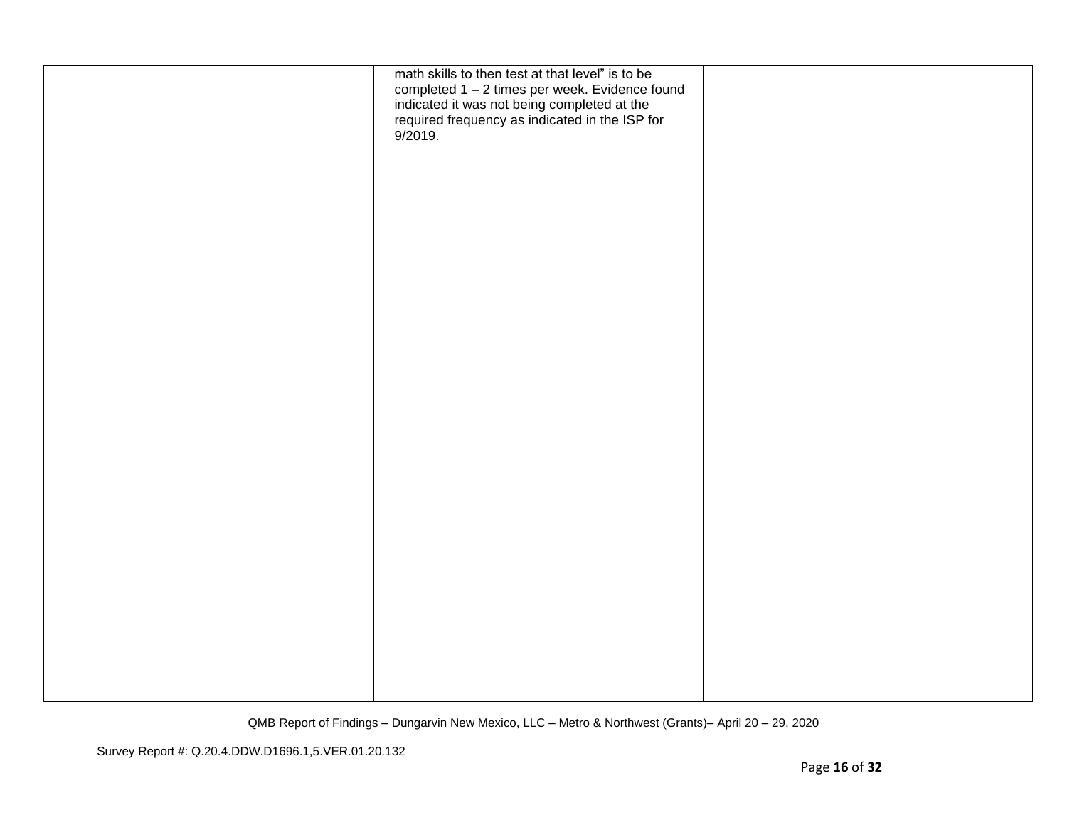| | | |
|---|---|---|
| | math skills to then test at that level" is to be completed 1 – 2 times per week. Evidence found indicated it was not being completed at the required frequency as indicated in the ISP for 9/2019. | |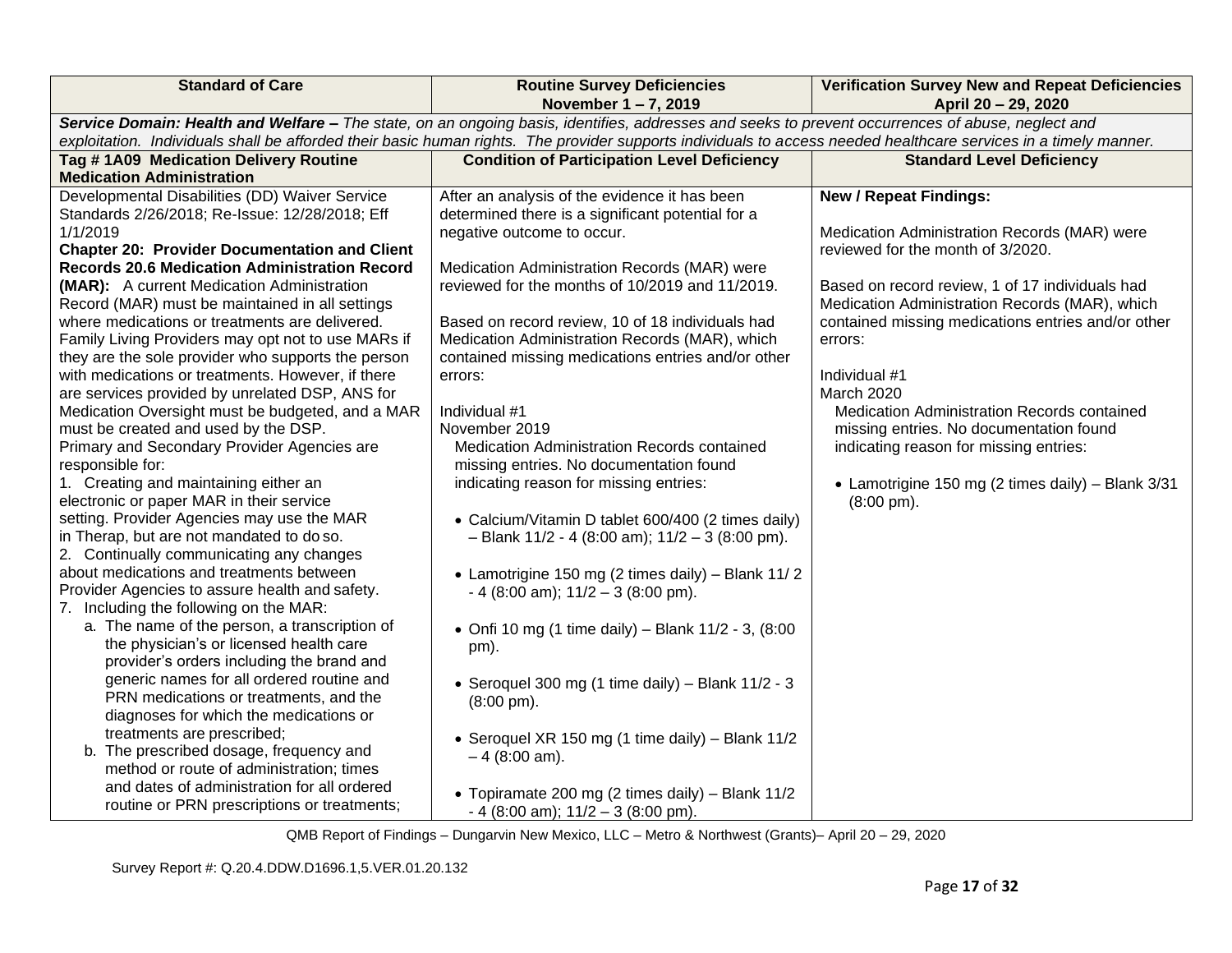| Standard of Care | Routine Survey Deficiencies November 1 – 7, 2019 | Verification Survey New and Repeat Deficiencies April 20 – 29, 2020 |
|---|---|---|
| ***Service Domain: Health and Welfare –*** *The state, on an ongoing basis, identifies, addresses and seeks to prevent occurrences of abuse, neglect and exploitation. Individuals shall be afforded their basic human rights. The provider supports individuals to access needed healthcare services in a timely manner.* | | |
| **Tag # 1A09 Medication Delivery Routine Medication Administration** | **Condition of Participation Level Deficiency** | **Standard Level Deficiency** |
| Developmental Disabilities (DD) Waiver Service Standards 2/26/2018; Re-Issue: 12/28/2018; Eff 1/1/2019<br>**Chapter 20: Provider Documentation and Client Records 20.6 Medication Administration Record (MAR):** A current Medication Administration Record (MAR) must be maintained in all settings where medications or treatments are delivered. Family Living Providers may opt not to use MARs if they are the sole provider who supports the person with medications or treatments. However, if there are services provided by unrelated DSP, ANS for Medication Oversight must be budgeted, and a MAR must be created and used by the DSP.<br>Primary and Secondary Provider Agencies are responsible for:<br>1. Creating and maintaining either an electronic or paper MAR in their service setting. Provider Agencies may use the MAR in Therap, but are not mandated to do so.<br>2. Continually communicating any changes about medications and treatments between Provider Agencies to assure health and safety.<br>7. Including the following on the MAR:<br>a. The name of the person, a transcription of the physician's or licensed health care provider's orders including the brand and generic names for all ordered routine and PRN medications or treatments, and the diagnoses for which the medications or treatments are prescribed;<br>b. The prescribed dosage, frequency and method or route of administration; times and dates of administration for all ordered routine or PRN prescriptions or treatments; | After an analysis of the evidence it has been determined there is a significant potential for a negative outcome to occur.<br><br>Medication Administration Records (MAR) were reviewed for the months of 10/2019 and 11/2019.<br><br>Based on record review, 10 of 18 individuals had Medication Administration Records (MAR), which contained missing medications entries and/or other errors:<br><br>Individual #1<br>November 2019<br>Medication Administration Records contained missing entries. No documentation found indicating reason for missing entries:<br><br>• Calcium/Vitamin D tablet 600/400 (2 times daily) – Blank 11/2 - 4 (8:00 am); 11/2 – 3 (8:00 pm).<br><br>• Lamotrigine 150 mg (2 times daily) – Blank 11/ 2 - 4 (8:00 am); 11/2 – 3 (8:00 pm).<br><br>• Onfi 10 mg (1 time daily) – Blank 11/2 - 3, (8:00 pm).<br><br>• Seroquel 300 mg (1 time daily) – Blank 11/2 - 3 (8:00 pm).<br><br>• Seroquel XR 150 mg (1 time daily) – Blank 11/2 – 4 (8:00 am).<br><br>• Topiramate 200 mg (2 times daily) – Blank 11/2 - 4 (8:00 am); 11/2 – 3 (8:00 pm). | **New / Repeat Findings:**<br><br>Medication Administration Records (MAR) were reviewed for the month of 3/2020.<br><br>Based on record review, 1 of 17 individuals had Medication Administration Records (MAR), which contained missing medications entries and/or other errors:<br><br>Individual #1<br>March 2020<br>Medication Administration Records contained missing entries. No documentation found indicating reason for missing entries:<br><br>• Lamotrigine 150 mg (2 times daily) – Blank 3/31 (8:00 pm). |

QMB Report of Findings – Dungarvin New Mexico, LLC – Metro & Northwest (Grants)– April 20 – 29, 2020

Survey Report #: Q.20.4.DDW.D1696.1,5.VER.01.20.132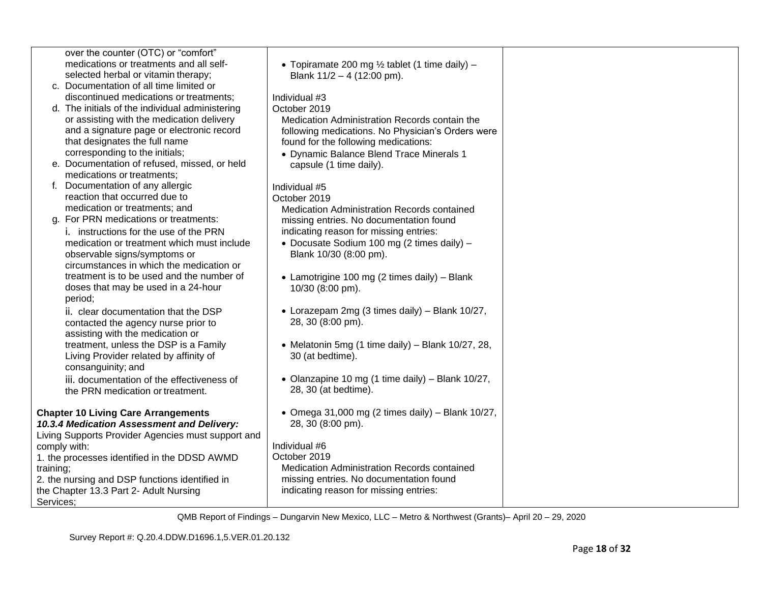| | | |
|---|---|---|
| over the counter (OTC) or "comfort" medications or treatments and all self-selected herbal or vitamin therapy;<br>c. Documentation of all time limited or discontinued medications or treatments;<br>d. The initials of the individual administering or assisting with the medication delivery and a signature page or electronic record that designates the full name corresponding to the initials;<br>e. Documentation of refused, missed, or held medications or treatments;<br>f. Documentation of any allergic reaction that occurred due to medication or treatments; and<br>g. For PRN medications or treatments:<br>i. instructions for the use of the PRN medication or treatment which must include observable signs/symptoms or circumstances in which the medication or treatment is to be used and the number of doses that may be used in a 24-hour period;<br>ii. clear documentation that the DSP contacted the agency nurse prior to assisting with the medication or treatment, unless the DSP is a Family Living Provider related by affinity of consanguinity; and<br>iii. documentation of the effectiveness of the PRN medication or treatment.<br><br>**Chapter 10 Living Care Arrangements**<br>***10.3.4 Medication Assessment and Delivery:*** Living Supports Provider Agencies must support and comply with:<br>1. the processes identified in the DDSD AWMD training;<br>2. the nursing and DSP functions identified in the Chapter 13.3 Part 2- Adult Nursing Services; | • Topiramate 200 mg ½ tablet (1 time daily) – Blank 11/2 – 4 (12:00 pm).<br><br>Individual #3<br>October 2019<br>Medication Administration Records contain the following medications. No Physician's Orders were found for the following medications:<br>• Dynamic Balance Blend Trace Minerals 1 capsule (1 time daily).<br><br>Individual #5<br>October 2019<br>Medication Administration Records contained missing entries. No documentation found indicating reason for missing entries:<br>• Docusate Sodium 100 mg (2 times daily) – Blank 10/30 (8:00 pm).<br><br>• Lamotrigine 100 mg (2 times daily) – Blank 10/30 (8:00 pm).<br><br>• Lorazepam 2mg (3 times daily) – Blank 10/27, 28, 30 (8:00 pm).<br><br>• Melatonin 5mg (1 time daily) – Blank 10/27, 28, 30 (at bedtime).<br><br>• Olanzapine 10 mg (1 time daily) – Blank 10/27, 28, 30 (at bedtime).<br><br>• Omega 31,000 mg (2 times daily) – Blank 10/27, 28, 30 (8:00 pm).<br><br>Individual #6<br>October 2019<br>Medication Administration Records contained missing entries. No documentation found indicating reason for missing entries: | |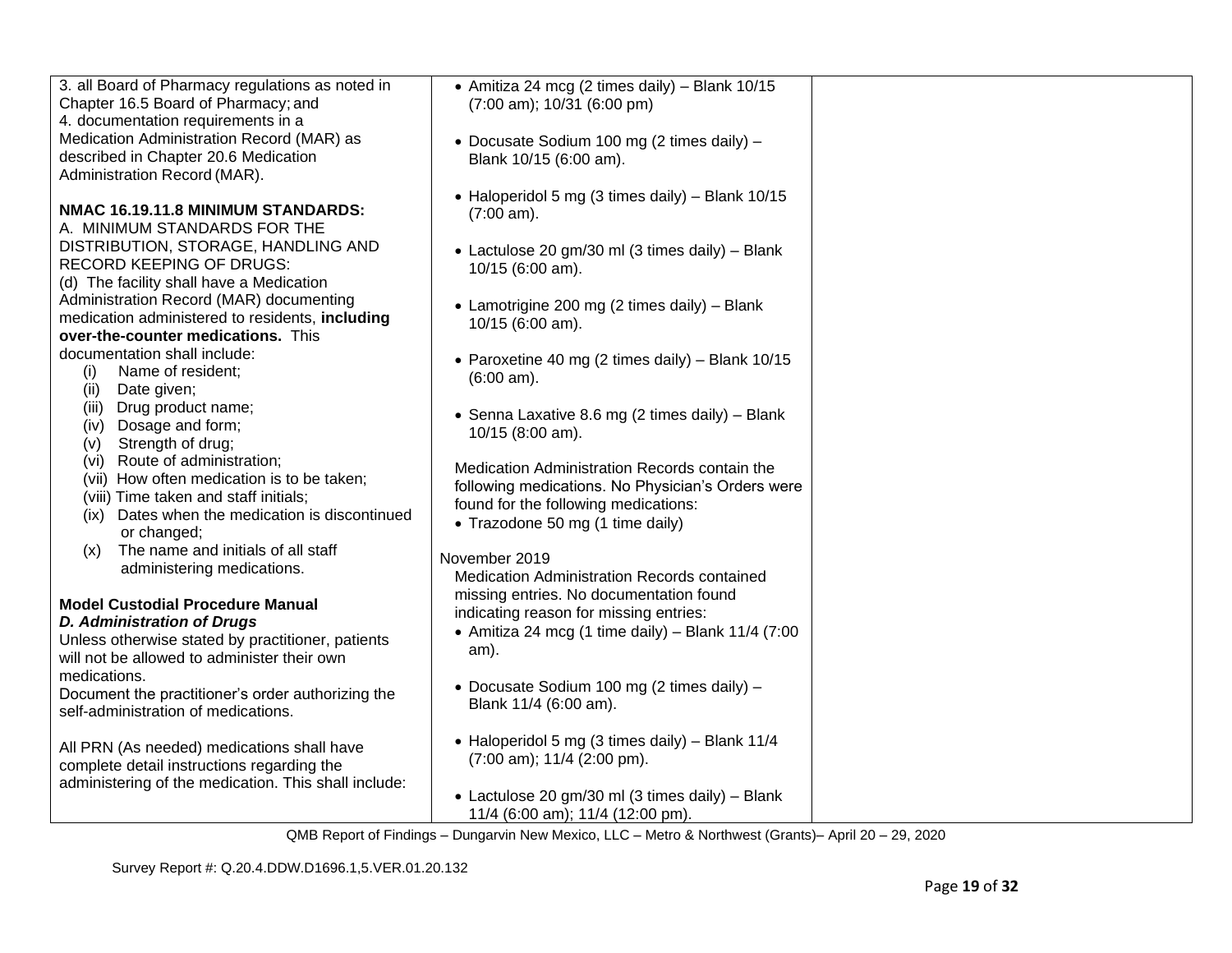| | | |
|---|---|---|
| 3. all Board of Pharmacy regulations as noted in Chapter 16.5 Board of Pharmacy; and<br>4. documentation requirements in a Medication Administration Record (MAR) as described in Chapter 20.6 Medication Administration Record (MAR).<br><br>**NMAC 16.19.11.8 MINIMUM STANDARDS:**<br>A. MINIMUM STANDARDS FOR THE DISTRIBUTION, STORAGE, HANDLING AND RECORD KEEPING OF DRUGS:<br>(d) The facility shall have a Medication Administration Record (MAR) documenting medication administered to residents, **including over-the-counter medications.** This documentation shall include:<br>(i) Name of resident;<br>(ii) Date given;<br>(iii) Drug product name;<br>(iv) Dosage and form;<br>(v) Strength of drug;<br>(vi) Route of administration;<br>(vii) How often medication is to be taken;<br>(viii) Time taken and staff initials;<br>(ix) Dates when the medication is discontinued or changed;<br>(x) The name and initials of all staff administering medications.<br><br>**Model Custodial Procedure Manual**<br>***D. Administration of Drugs***<br>Unless otherwise stated by practitioner, patients will not be allowed to administer their own medications.<br>Document the practitioner's order authorizing the self-administration of medications.<br><br>All PRN (As needed) medications shall have complete detail instructions regarding the administering of the medication. This shall include: | • Amitiza 24 mcg (2 times daily) – Blank 10/15 (7:00 am); 10/31 (6:00 pm)<br><br>• Docusate Sodium 100 mg (2 times daily) – Blank 10/15 (6:00 am).<br><br>• Haloperidol 5 mg (3 times daily) – Blank 10/15 (7:00 am).<br><br>• Lactulose 20 gm/30 ml (3 times daily) – Blank 10/15 (6:00 am).<br><br>• Lamotrigine 200 mg (2 times daily) – Blank 10/15 (6:00 am).<br><br>• Paroxetine 40 mg (2 times daily) – Blank 10/15 (6:00 am).<br><br>• Senna Laxative 8.6 mg (2 times daily) – Blank 10/15 (8:00 am).<br><br>Medication Administration Records contain the following medications. No Physician's Orders were found for the following medications:<br>• Trazodone 50 mg (1 time daily)<br><br>November 2019<br>Medication Administration Records contained missing entries. No documentation found indicating reason for missing entries:<br>• Amitiza 24 mcg (1 time daily) – Blank 11/4 (7:00 am).<br><br>• Docusate Sodium 100 mg (2 times daily) – Blank 11/4 (6:00 am).<br><br>• Haloperidol 5 mg (3 times daily) – Blank 11/4 (7:00 am); 11/4 (2:00 pm).<br><br>• Lactulose 20 gm/30 ml (3 times daily) – Blank 11/4 (6:00 am); 11/4 (12:00 pm). | |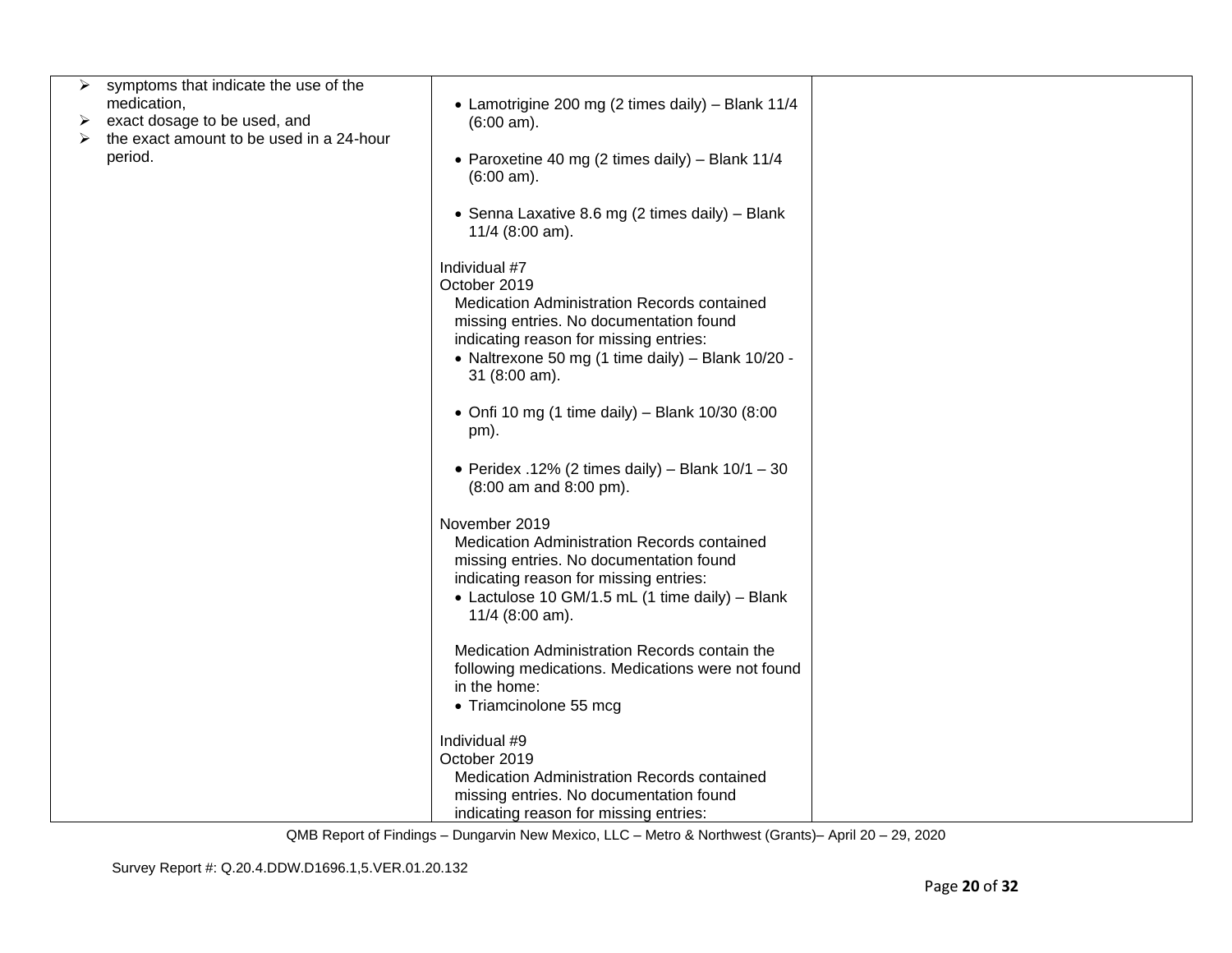| | | |
|---|---|---|
| ➢ symptoms that indicate the use of the medication,<br>➢ exact dosage to be used, and<br>➢ the exact amount to be used in a 24-hour period. | • Lamotrigine 200 mg (2 times daily) – Blank 11/4 (6:00 am).<br><br>• Paroxetine 40 mg (2 times daily) – Blank 11/4 (6:00 am).<br><br>• Senna Laxative 8.6 mg (2 times daily) – Blank 11/4 (8:00 am).<br><br>Individual #7<br>October 2019<br>Medication Administration Records contained missing entries. No documentation found indicating reason for missing entries:<br>• Naltrexone 50 mg (1 time daily) – Blank 10/20 - 31 (8:00 am).<br><br>• Onfi 10 mg (1 time daily) – Blank 10/30 (8:00 pm).<br><br>• Peridex .12% (2 times daily) – Blank 10/1 – 30 (8:00 am and 8:00 pm).<br><br>November 2019<br>Medication Administration Records contained missing entries. No documentation found indicating reason for missing entries:<br>• Lactulose 10 GM/1.5 mL (1 time daily) – Blank 11/4 (8:00 am).<br><br>Medication Administration Records contain the following medications. Medications were not found in the home:<br>• Triamcinolone 55 mcg<br><br>Individual #9<br>October 2019<br>Medication Administration Records contained missing entries. No documentation found indicating reason for missing entries: | |

QMB Report of Findings – Dungarvin New Mexico, LLC – Metro & Northwest (Grants)– April 20 – 29, 2020

Survey Report #: Q.20.4.DDW.D1696.1,5.VER.01.20.132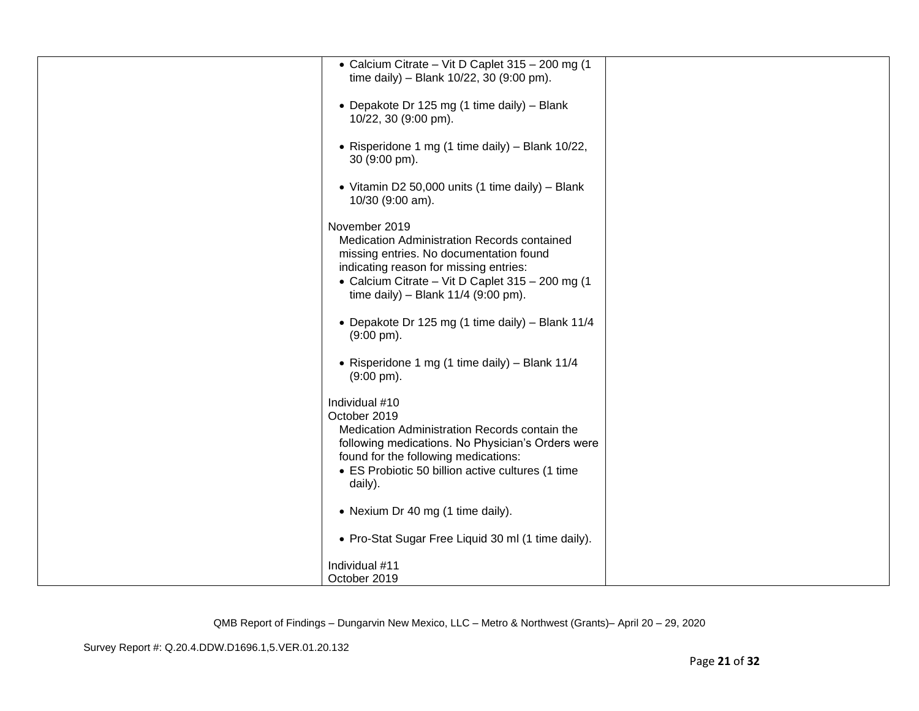| | | |
|---|---|---|
| | • Calcium Citrate – Vit D Caplet 315 – 200 mg (1 time daily) – Blank 10/22, 30 (9:00 pm).<br><br>• Depakote Dr 125 mg (1 time daily) – Blank 10/22, 30 (9:00 pm).<br><br>• Risperidone 1 mg (1 time daily) – Blank 10/22, 30 (9:00 pm).<br><br>• Vitamin D2 50,000 units (1 time daily) – Blank 10/30 (9:00 am).<br><br>November 2019<br>Medication Administration Records contained missing entries. No documentation found indicating reason for missing entries:<br>• Calcium Citrate – Vit D Caplet 315 – 200 mg (1 time daily) – Blank 11/4 (9:00 pm).<br><br>• Depakote Dr 125 mg (1 time daily) – Blank 11/4 (9:00 pm).<br><br>• Risperidone 1 mg (1 time daily) – Blank 11/4 (9:00 pm).<br><br>Individual #10<br>October 2019<br>Medication Administration Records contain the following medications. No Physician's Orders were found for the following medications:<br>• ES Probiotic 50 billion active cultures (1 time daily).<br><br>• Nexium Dr 40 mg (1 time daily).<br><br>• Pro-Stat Sugar Free Liquid 30 ml (1 time daily).<br><br>Individual #11<br>October 2019 | |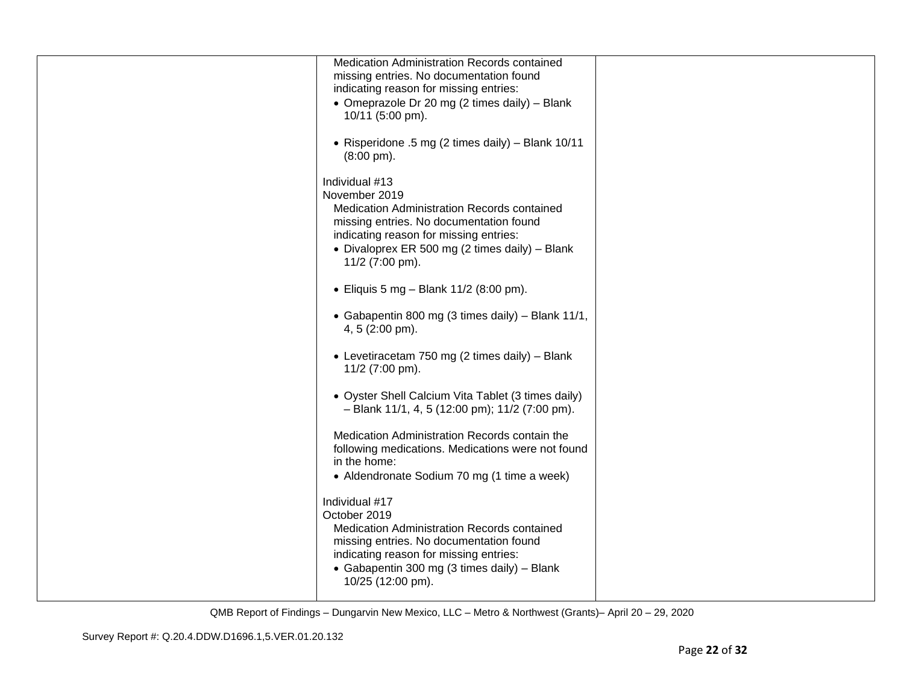| | | |
|---|---|---|
| | Medication Administration Records contained missing entries. No documentation found indicating reason for missing entries:<br>• Omeprazole Dr 20 mg (2 times daily) – Blank 10/11 (5:00 pm).<br><br>• Risperidone .5 mg (2 times daily) – Blank 10/11 (8:00 pm).<br><br>Individual #13<br>November 2019<br>Medication Administration Records contained missing entries. No documentation found indicating reason for missing entries:<br>• Divaloprex ER 500 mg (2 times daily) – Blank 11/2 (7:00 pm).<br><br>• Eliquis 5 mg – Blank 11/2 (8:00 pm).<br><br>• Gabapentin 800 mg (3 times daily) – Blank 11/1, 4, 5 (2:00 pm).<br><br>• Levetiracetam 750 mg (2 times daily) – Blank 11/2 (7:00 pm).<br><br>• Oyster Shell Calcium Vita Tablet (3 times daily) – Blank 11/1, 4, 5 (12:00 pm); 11/2 (7:00 pm).<br><br>Medication Administration Records contain the following medications. Medications were not found in the home:<br>• Aldendronate Sodium 70 mg (1 time a week)<br><br>Individual #17<br>October 2019<br>Medication Administration Records contained missing entries. No documentation found indicating reason for missing entries:<br>• Gabapentin 300 mg (3 times daily) – Blank 10/25 (12:00 pm). | |

QMB Report of Findings – Dungarvin New Mexico, LLC – Metro & Northwest (Grants)– April 20 – 29, 2020

Survey Report #: Q.20.4.DDW.D1696.1,5.VER.01.20.132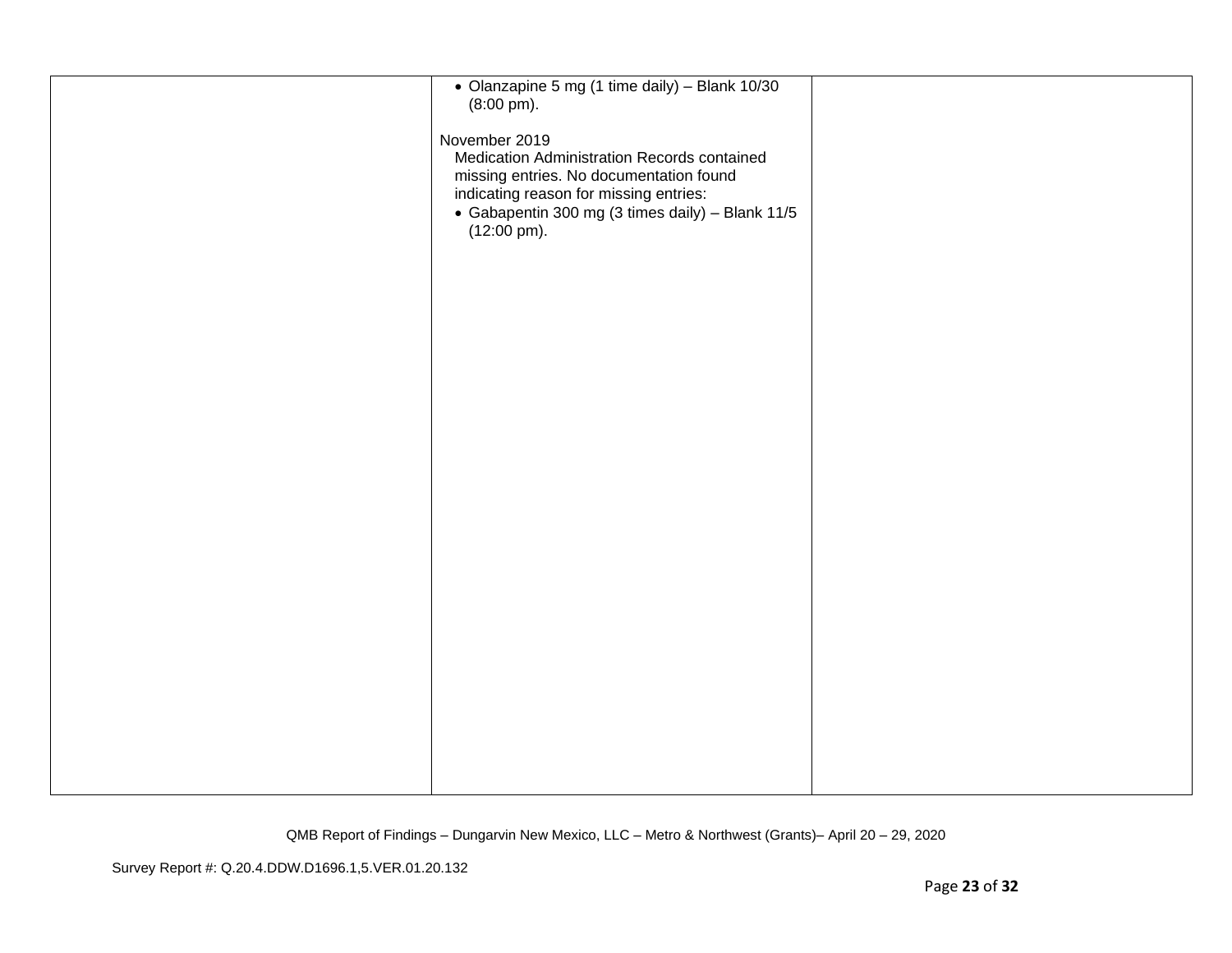|  |  |  |
|---|---|---|
|  | • Olanzapine 5 mg (1 time daily) – Blank 10/30 (8:00 pm).<br><br>November 2019<br>Medication Administration Records contained missing entries. No documentation found indicating reason for missing entries:<br>• Gabapentin 300 mg (3 times daily) – Blank 11/5 (12:00 pm). |  |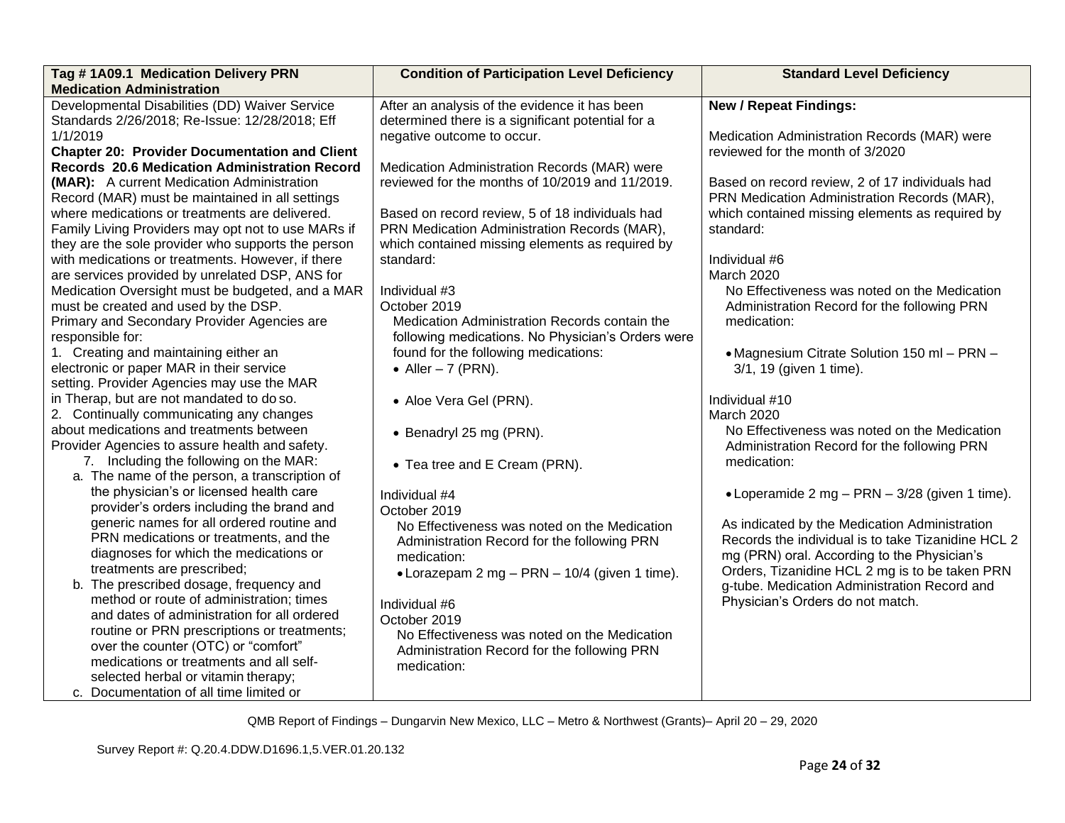| Tag # 1A09.1 Medication Delivery PRN Medication Administration | Condition of Participation Level Deficiency | Standard Level Deficiency |
| --- | --- | --- |
| Developmental Disabilities (DD) Waiver Service Standards 2/26/2018; Re-Issue: 12/28/2018; Eff 1/1/2019<br>**Chapter 20: Provider Documentation and Client Records 20.6 Medication Administration Record (MAR):** A current Medication Administration Record (MAR) must be maintained in all settings where medications or treatments are delivered. Family Living Providers may opt not to use MARs if they are the sole provider who supports the person with medications or treatments. However, if there are services provided by unrelated DSP, ANS for Medication Oversight must be budgeted, and a MAR must be created and used by the DSP.<br>Primary and Secondary Provider Agencies are responsible for:<br>1. Creating and maintaining either an electronic or paper MAR in their service setting. Provider Agencies may use the MAR in Therap, but are not mandated to do so.<br>2. Continually communicating any changes about medications and treatments between Provider Agencies to assure health and safety.<br>7. Including the following on the MAR:<br>a. The name of the person, a transcription of the physician's or licensed health care provider's orders including the brand and generic names for all ordered routine and PRN medications or treatments, and the diagnoses for which the medications or treatments are prescribed;<br>b. The prescribed dosage, frequency and method or route of administration; times and dates of administration for all ordered routine or PRN prescriptions or treatments; over the counter (OTC) or "comfort" medications or treatments and all self-selected herbal or vitamin therapy;<br>c. Documentation of all time limited or | After an analysis of the evidence it has been determined there is a significant potential for a negative outcome to occur.<br><br>Medication Administration Records (MAR) were reviewed for the months of 10/2019 and 11/2019.<br><br>Based on record review, 5 of 18 individuals had PRN Medication Administration Records (MAR), which contained missing elements as required by standard:<br><br>Individual #3<br>October 2019<br>Medication Administration Records contain the following medications. No Physician's Orders were found for the following medications:<br>• Aller – 7 (PRN).<br>• Aloe Vera Gel (PRN).<br>• Benadryl 25 mg (PRN).<br>• Tea tree and E Cream (PRN).<br><br>Individual #4<br>October 2019<br>No Effectiveness was noted on the Medication Administration Record for the following PRN medication:<br>• Lorazepam 2 mg – PRN – 10/4 (given 1 time).<br><br>Individual #6<br>October 2019<br>No Effectiveness was noted on the Medication Administration Record for the following PRN medication: | **New / Repeat Findings:**<br><br>Medication Administration Records (MAR) were reviewed for the month of 3/2020<br><br>Based on record review, 2 of 17 individuals had PRN Medication Administration Records (MAR), which contained missing elements as required by standard:<br><br>Individual #6<br>March 2020<br>No Effectiveness was noted on the Medication Administration Record for the following PRN medication:<br>• Magnesium Citrate Solution 150 ml – PRN – 3/1, 19 (given 1 time).<br><br>Individual #10<br>March 2020<br>No Effectiveness was noted on the Medication Administration Record for the following PRN medication:<br>• Loperamide 2 mg – PRN – 3/28 (given 1 time).<br><br>As indicated by the Medication Administration Records the individual is to take Tizanidine HCL 2 mg (PRN) oral. According to the Physician's Orders, Tizanidine HCL 2 mg is to be taken PRN g-tube. Medication Administration Record and Physician's Orders do not match. |

QMB Report of Findings – Dungarvin New Mexico, LLC – Metro & Northwest (Grants)– April 20 – 29, 2020

Survey Report #: Q.20.4.DDW.D1696.1,5.VER.01.20.132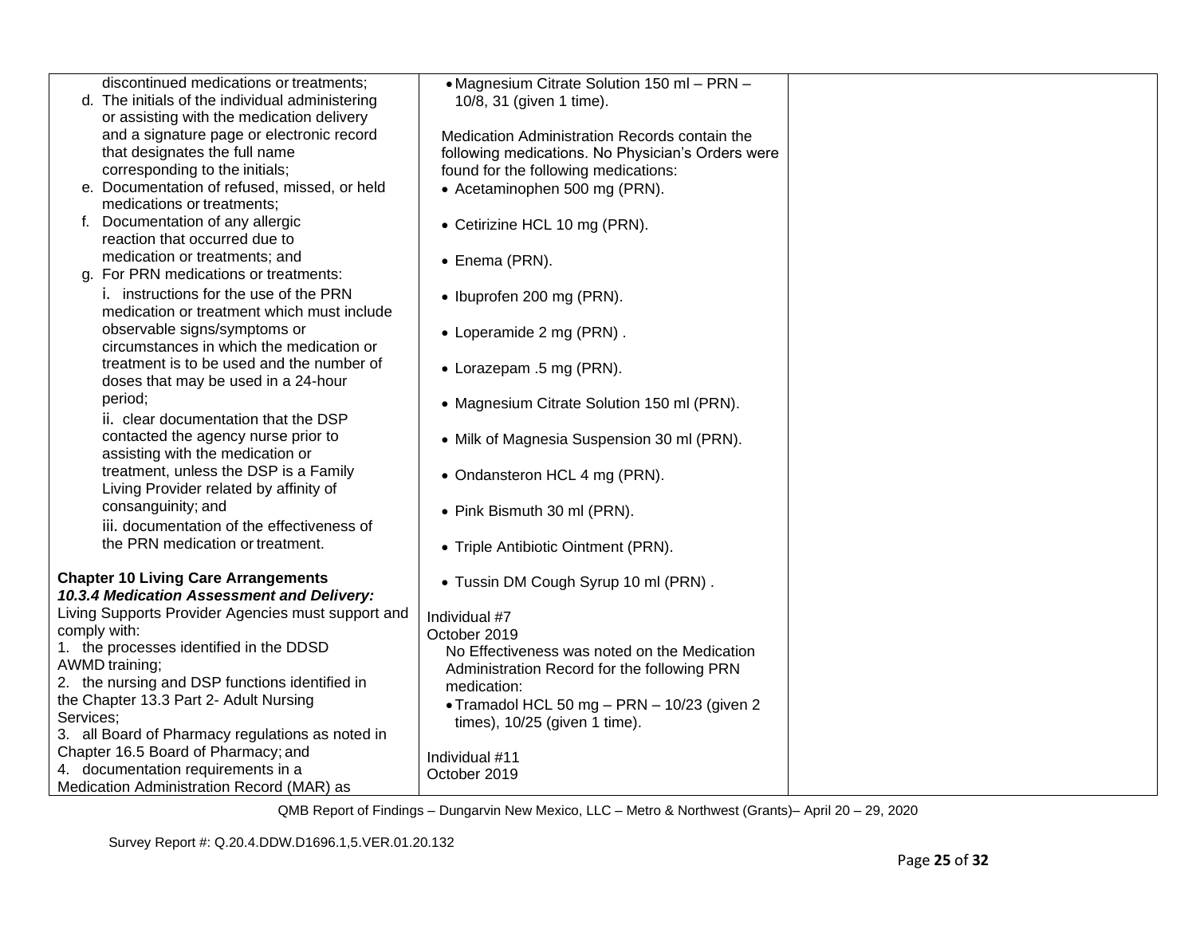| | | |
|---|---|---|
| discontinued medications or treatments;<br>d. The initials of the individual administering or assisting with the medication delivery and a signature page or electronic record that designates the full name corresponding to the initials;<br>e. Documentation of refused, missed, or held medications or treatments;<br>f. Documentation of any allergic reaction that occurred due to medication or treatments; and<br>g. For PRN medications or treatments:<br>i. instructions for the use of the PRN medication or treatment which must include observable signs/symptoms or circumstances in which the medication or treatment is to be used and the number of doses that may be used in a 24-hour period;<br>ii. clear documentation that the DSP contacted the agency nurse prior to assisting with the medication or treatment, unless the DSP is a Family Living Provider related by affinity of consanguinity; and<br>iii. documentation of the effectiveness of the PRN medication or treatment.<br><br>**Chapter 10 Living Care Arrangements**<br>***10.3.4 Medication Assessment and Delivery:***<br>Living Supports Provider Agencies must support and comply with:<br>1. the processes identified in the DDSD AWMD training;<br>2. the nursing and DSP functions identified in the Chapter 13.3 Part 2- Adult Nursing Services;<br>3. all Board of Pharmacy regulations as noted in Chapter 16.5 Board of Pharmacy; and<br>4. documentation requirements in a Medication Administration Record (MAR) as | • Magnesium Citrate Solution 150 ml – PRN – 10/8, 31 (given 1 time).<br><br>Medication Administration Records contain the following medications. No Physician's Orders were found for the following medications:<br>• Acetaminophen 500 mg (PRN).<br>• Cetirizine HCL 10 mg (PRN).<br>• Enema (PRN).<br>• Ibuprofen 200 mg (PRN).<br>• Loperamide 2 mg (PRN) .<br>• Lorazepam .5 mg (PRN).<br>• Magnesium Citrate Solution 150 ml (PRN).<br>• Milk of Magnesia Suspension 30 ml (PRN).<br>• Ondansteron HCL 4 mg (PRN).<br>• Pink Bismuth 30 ml (PRN).<br>• Triple Antibiotic Ointment (PRN).<br>• Tussin DM Cough Syrup 10 ml (PRN) .<br><br>Individual #7<br>October 2019<br>No Effectiveness was noted on the Medication Administration Record for the following PRN medication:<br>• Tramadol HCL 50 mg – PRN – 10/23 (given 2 times), 10/25 (given 1 time).<br><br>Individual #11<br>October 2019 | |

QMB Report of Findings – Dungarvin New Mexico, LLC – Metro & Northwest (Grants)– April 20 – 29, 2020

Survey Report #: Q.20.4.DDW.D1696.1,5.VER.01.20.132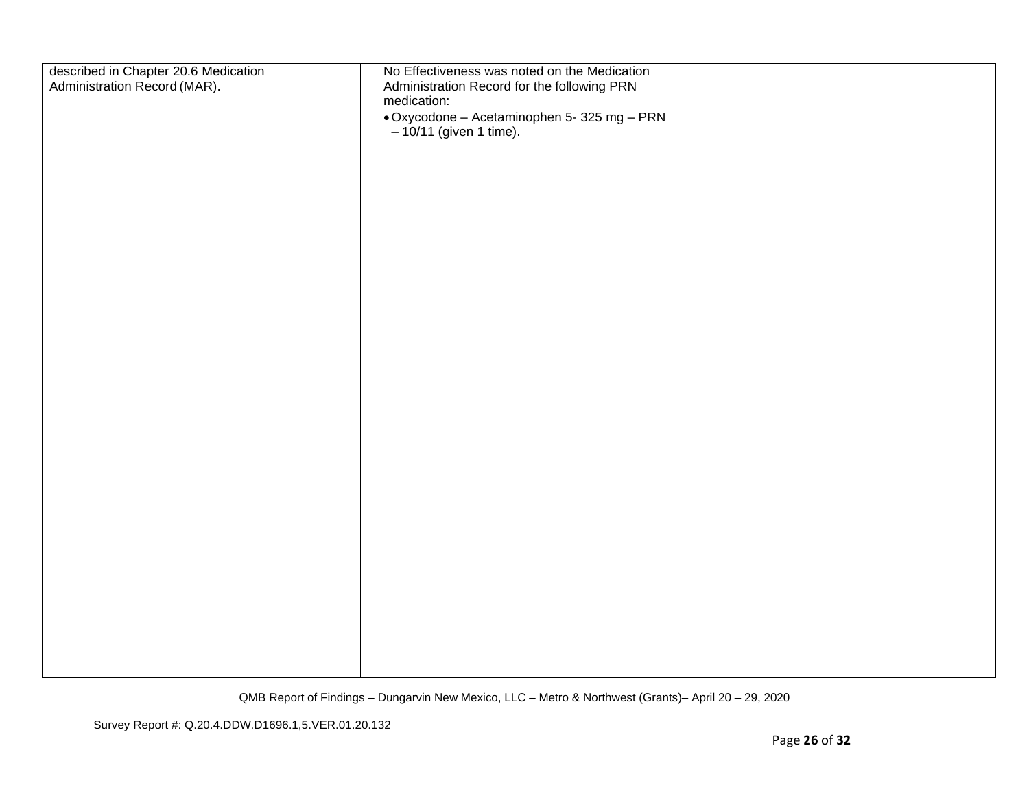| | | |
|---|---|---|
| described in Chapter 20.6 Medication Administration Record (MAR). | No Effectiveness was noted on the Medication Administration Record for the following PRN medication:<br><br>• Oxycodone – Acetaminophen 5- 325 mg – PRN – 10/11 (given 1 time). | |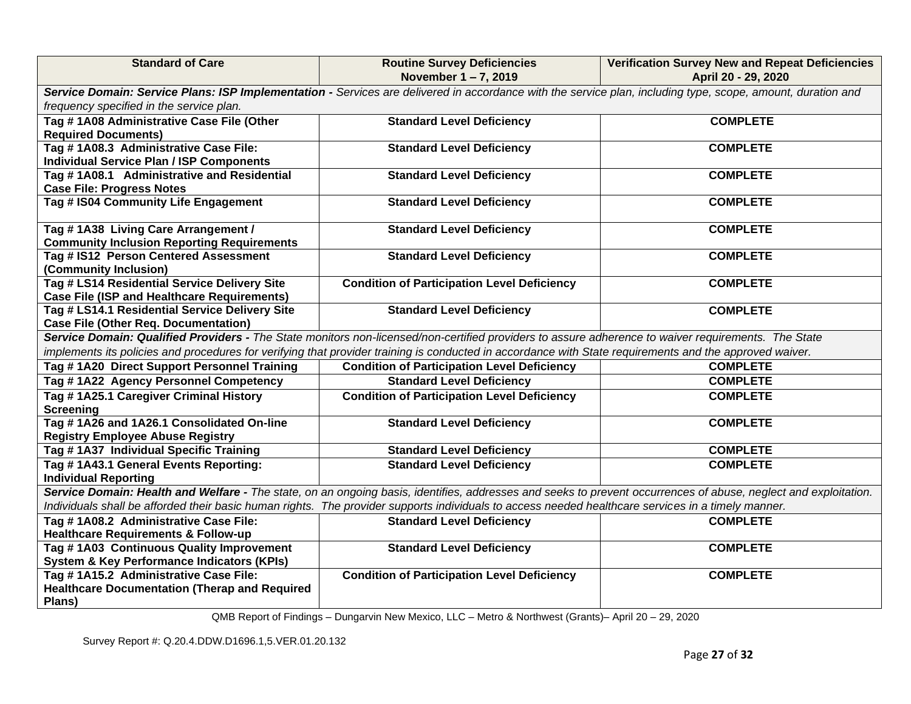| Standard of Care | Routine Survey Deficiencies November 1 – 7, 2019 | Verification Survey New and Repeat Deficiencies April 20 - 29, 2020 |
|---|---|---|
| ***Service Domain: Service Plans: ISP Implementation -*** *Services are delivered in accordance with the service plan, including type, scope, amount, duration and frequency specified in the service plan.* | | |
| **Tag # 1A08 Administrative Case File (Other Required Documents)** | **Standard Level Deficiency** | **COMPLETE** |
| **Tag # 1A08.3 Administrative Case File: Individual Service Plan / ISP Components** | **Standard Level Deficiency** | **COMPLETE** |
| **Tag # 1A08.1 Administrative and Residential Case File: Progress Notes** | **Standard Level Deficiency** | **COMPLETE** |
| **Tag # IS04 Community Life Engagement** | **Standard Level Deficiency** | **COMPLETE** |
| **Tag # 1A38 Living Care Arrangement / Community Inclusion Reporting Requirements** | **Standard Level Deficiency** | **COMPLETE** |
| **Tag # IS12 Person Centered Assessment (Community Inclusion)** | **Standard Level Deficiency** | **COMPLETE** |
| **Tag # LS14 Residential Service Delivery Site Case File (ISP and Healthcare Requirements)** | **Condition of Participation Level Deficiency** | **COMPLETE** |
| **Tag # LS14.1 Residential Service Delivery Site Case File (Other Req. Documentation)** | **Standard Level Deficiency** | **COMPLETE** |
| ***Service Domain: Qualified Providers -*** *The State monitors non-licensed/non-certified providers to assure adherence to waiver requirements. The State implements its policies and procedures for verifying that provider training is conducted in accordance with State requirements and the approved waiver.* | | |
| **Tag # 1A20 Direct Support Personnel Training** | **Condition of Participation Level Deficiency** | **COMPLETE** |
| **Tag # 1A22 Agency Personnel Competency** | **Standard Level Deficiency** | **COMPLETE** |
| **Tag # 1A25.1 Caregiver Criminal History Screening** | **Condition of Participation Level Deficiency** | **COMPLETE** |
| **Tag # 1A26 and 1A26.1 Consolidated On-line Registry Employee Abuse Registry** | **Standard Level Deficiency** | **COMPLETE** |
| **Tag # 1A37 Individual Specific Training** | **Standard Level Deficiency** | **COMPLETE** |
| **Tag # 1A43.1 General Events Reporting: Individual Reporting** | **Standard Level Deficiency** | **COMPLETE** |
| ***Service Domain: Health and Welfare -*** *The state, on an ongoing basis, identifies, addresses and seeks to prevent occurrences of abuse, neglect and exploitation. Individuals shall be afforded their basic human rights. The provider supports individuals to access needed healthcare services in a timely manner.* | | |
| **Tag # 1A08.2 Administrative Case File: Healthcare Requirements & Follow-up** | **Standard Level Deficiency** | **COMPLETE** |
| **Tag # 1A03 Continuous Quality Improvement System & Key Performance Indicators (KPIs)** | **Standard Level Deficiency** | **COMPLETE** |
| **Tag # 1A15.2 Administrative Case File: Healthcare Documentation (Therap and Required Plans)** | **Condition of Participation Level Deficiency** | **COMPLETE** |

QMB Report of Findings – Dungarvin New Mexico, LLC – Metro & Northwest (Grants)– April 20 – 29, 2020

Survey Report #: Q.20.4.DDW.D1696.1,5.VER.01.20.132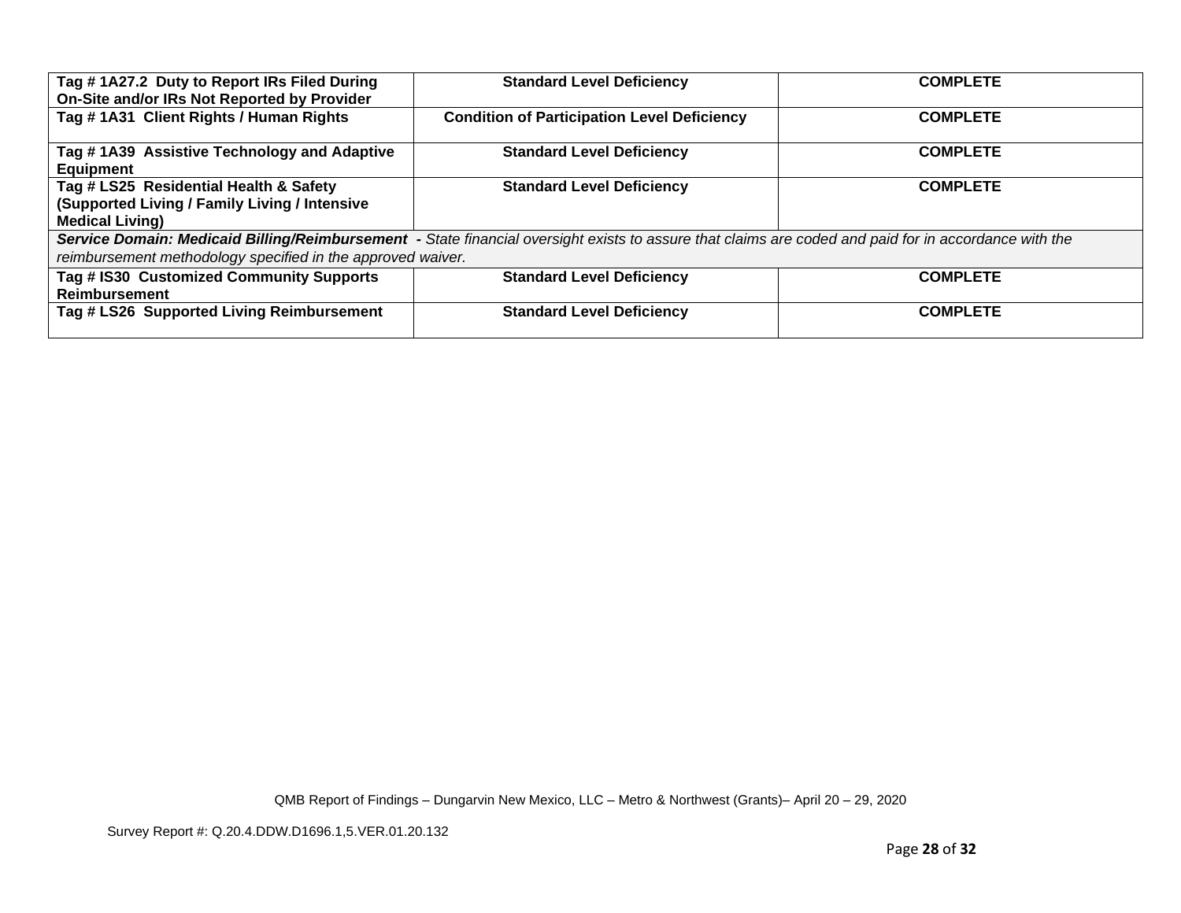| **Tag # 1A27.2 Duty to Report IRs Filed During On-Site and/or IRs Not Reported by Provider** | **Standard Level Deficiency** | **COMPLETE** |
|---|---|---|
| **Tag # 1A31 Client Rights / Human Rights** | **Condition of Participation Level Deficiency** | **COMPLETE** |
| **Tag # 1A39 Assistive Technology and Adaptive Equipment** | **Standard Level Deficiency** | **COMPLETE** |
| **Tag # LS25 Residential Health & Safety (Supported Living / Family Living / Intensive Medical Living)** | **Standard Level Deficiency** | **COMPLETE** |
| ***Service Domain: Medicaid Billing/Reimbursement*** **-** *State financial oversight exists to assure that claims are coded and paid for in accordance with the reimbursement methodology specified in the approved waiver.* | | |
| **Tag # IS30 Customized Community Supports Reimbursement** | **Standard Level Deficiency** | **COMPLETE** |
| **Tag # LS26 Supported Living Reimbursement** | **Standard Level Deficiency** | **COMPLETE** |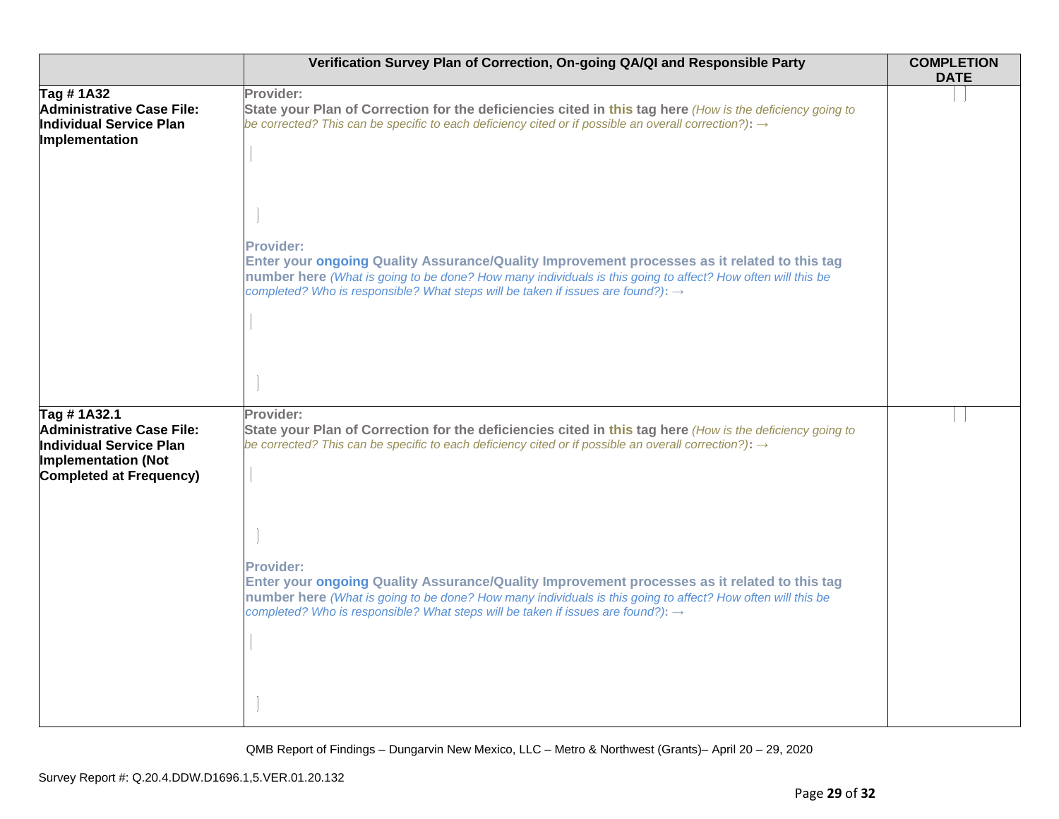| | Verification Survey Plan of Correction, On-going QA/QI and Responsible Party | COMPLETION DATE |
|---|---|---|
| **Tag # 1A32 Administrative Case File: Individual Service Plan Implementation** | **Provider:** **State your Plan of Correction for the deficiencies cited in this tag here** *(How is the deficiency going to be corrected? This can be specific to each deficiency cited or if possible an overall correction?)*: → <br><br> **Provider:** **Enter your ongoing Quality Assurance/Quality Improvement processes as it related to this tag number here** *(What is going to be done? How many individuals is this going to affect? How often will this be completed? Who is responsible? What steps will be taken if issues are found?)*: → | |
| **Tag # 1A32.1 Administrative Case File: Individual Service Plan Implementation (Not Completed at Frequency)** | **Provider:** **State your Plan of Correction for the deficiencies cited in this tag here** *(How is the deficiency going to be corrected? This can be specific to each deficiency cited or if possible an overall correction?)*: → <br><br> **Provider:** **Enter your ongoing Quality Assurance/Quality Improvement processes as it related to this tag number here** *(What is going to be done? How many individuals is this going to affect? How often will this be completed? Who is responsible? What steps will be taken if issues are found?)*: → | |

QMB Report of Findings – Dungarvin New Mexico, LLC – Metro & Northwest (Grants)– April 20 – 29, 2020

Survey Report #: Q.20.4.DDW.D1696.1,5.VER.01.20.132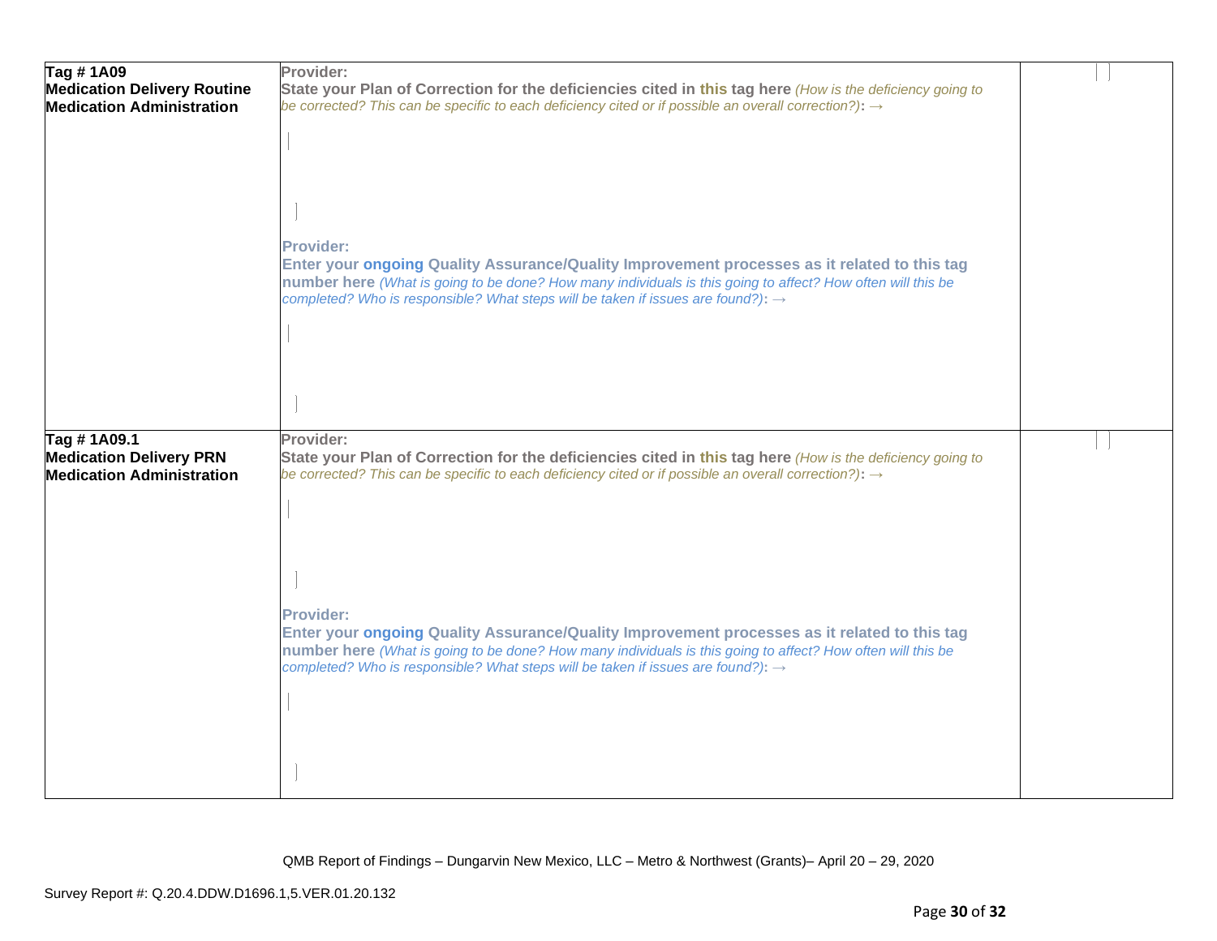| | | |
|---|---|---|
| **Tag # 1A09**<br>**Medication Delivery Routine Medication Administration** | **Provider:**<br>**State your Plan of Correction for the deficiencies cited in this tag here** *(How is the deficiency going to be corrected? This can be specific to each deficiency cited or if possible an overall correction?)*: →<br><br><br><br>**Provider:**<br>**Enter your ongoing Quality Assurance/Quality Improvement processes as it related to this tag number here** *(What is going to be done? How many individuals is this going to affect? How often will this be completed? Who is responsible? What steps will be taken if issues are found?)*: → | |
| **Tag # 1A09.1**<br>**Medication Delivery PRN Medication Administration** | **Provider:**<br>**State your Plan of Correction for the deficiencies cited in this tag here** *(How is the deficiency going to be corrected? This can be specific to each deficiency cited or if possible an overall correction?)*: →<br><br><br><br>**Provider:**<br>**Enter your ongoing Quality Assurance/Quality Improvement processes as it related to this tag number here** *(What is going to be done? How many individuals is this going to affect? How often will this be completed? Who is responsible? What steps will be taken if issues are found?)*: → | |

QMB Report of Findings – Dungarvin New Mexico, LLC – Metro & Northwest (Grants)– April 20 – 29, 2020

Survey Report #: Q.20.4.DDW.D1696.1,5.VER.01.20.132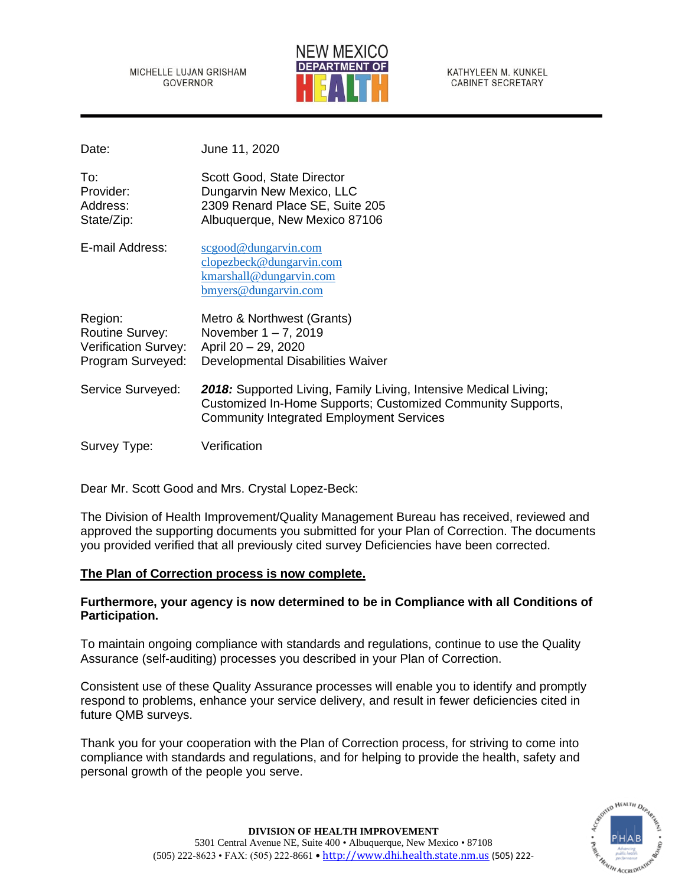MICHELLE LUJAN GRISHAM
GOVERNOR

NEW MEXICO
DEPARTMENT OF
HEALTH

KATHYLEEN M. KUNKEL
CABINET SECRETARY

| | |
|---|---|
| Date: | June 11, 2020 |
| To: | Scott Good, State Director |
| Provider: | Dungarvin New Mexico, LLC |
| Address: | 2309 Renard Place SE, Suite 205 |
| State/Zip: | Albuquerque, New Mexico 87106 |
| E-mail Address: | scgood@dungarvin.com<br>clopezbeck@dungarvin.com<br>kmarshall@dungarvin.com<br>bmyers@dungarvin.com |
| Region: | Metro & Northwest (Grants) |
| Routine Survey: | November 1 – 7, 2019 |
| Verification Survey: | April 20 – 29, 2020 |
| Program Surveyed: | Developmental Disabilities Waiver |
| Service Surveyed: | ***2018:*** Supported Living, Family Living, Intensive Medical Living; Customized In-Home Supports; Customized Community Supports, Community Integrated Employment Services |
| Survey Type: | Verification |

Dear Mr. Scott Good and Mrs. Crystal Lopez-Beck:

The Division of Health Improvement/Quality Management Bureau has received, reviewed and approved the supporting documents you submitted for your Plan of Correction. The documents you provided verified that all previously cited survey Deficiencies have been corrected.

**The Plan of Correction process is now complete.**

**Furthermore, your agency is now determined to be in Compliance with all Conditions of Participation.**

To maintain ongoing compliance with standards and regulations, continue to use the Quality Assurance (self-auditing) processes you described in your Plan of Correction.

Consistent use of these Quality Assurance processes will enable you to identify and promptly respond to problems, enhance your service delivery, and result in fewer deficiencies cited in future QMB surveys.

Thank you for your cooperation with the Plan of Correction process, for striving to come into compliance with standards and regulations, and for helping to provide the health, safety and personal growth of the people you serve.

**DIVISION OF HEALTH IMPROVEMENT**
5301 Central Avenue NE, Suite 400 • Albuquerque, New Mexico • 87108
(505) 222-8623 • FAX: (505) 222-8661 • http://www.dhi.health.state.nm.us (505) 222-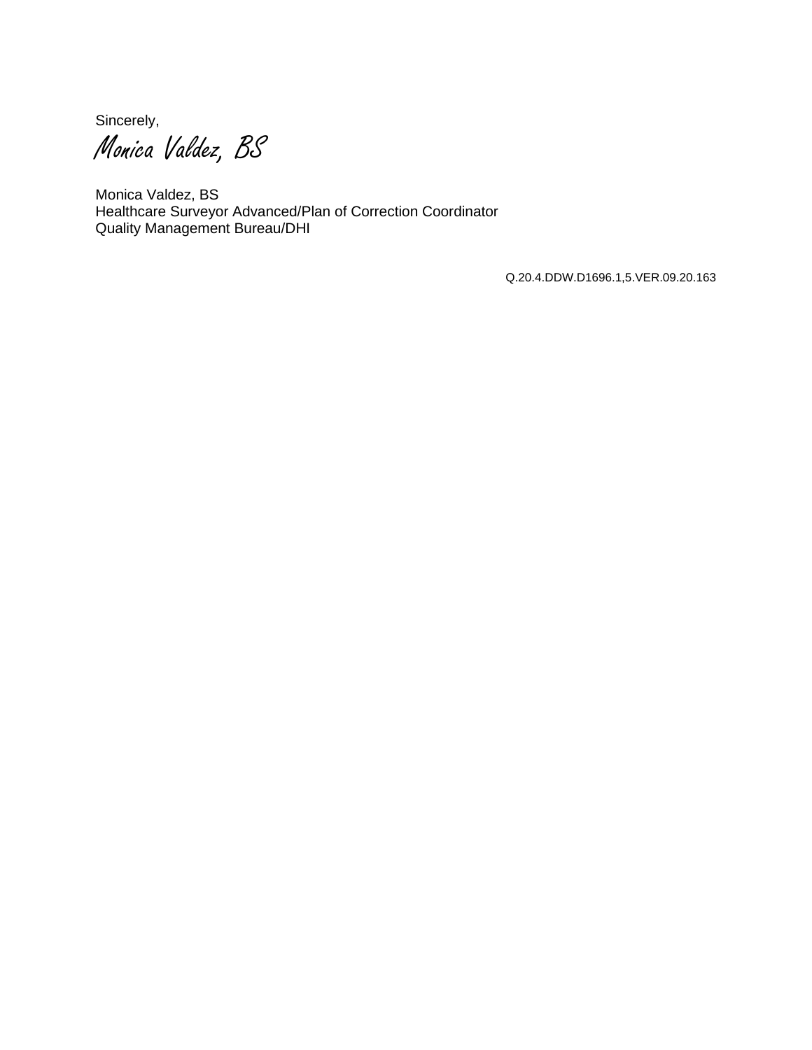Sincerely,

*Monica Valdez, BS*

Monica Valdez, BS
Healthcare Surveyor Advanced/Plan of Correction Coordinator
Quality Management Bureau/DHI

Q.20.4.DDW.D1696.1,5.VER.09.20.163